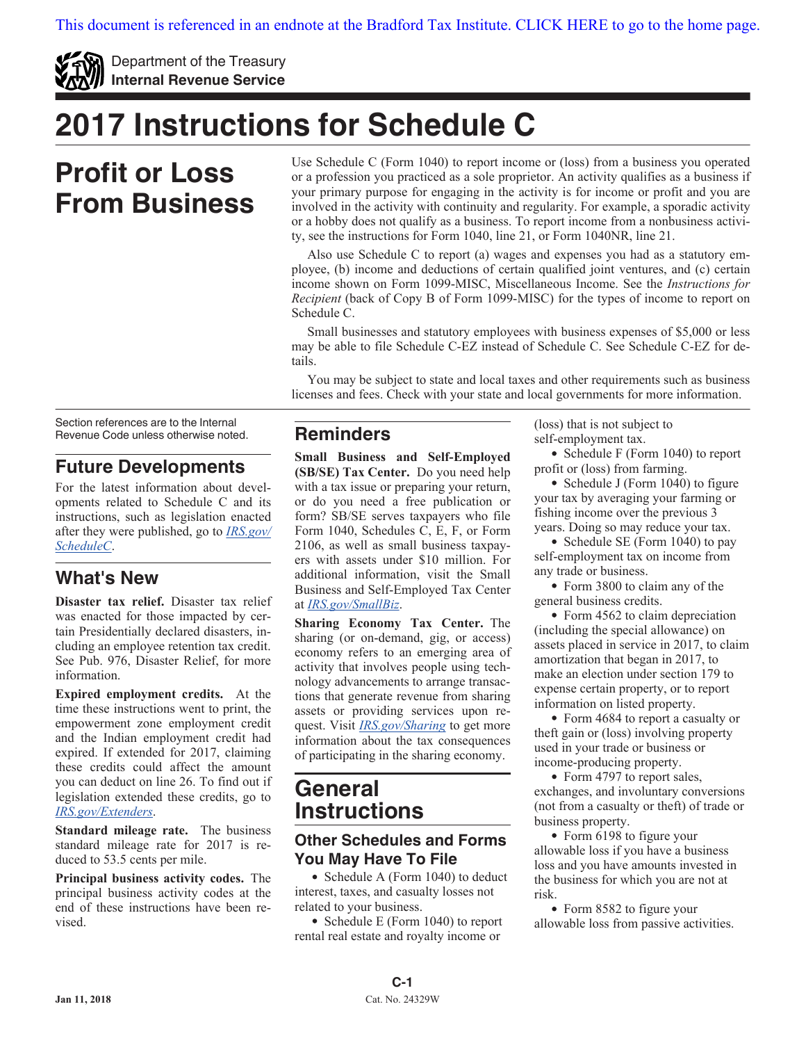This document is referenced in an endnote at the Bradford Tax Institute. CLICK HERE to go to the home page.

Department of the Treasury
**Internal Revenue Service**

# 2017 Instructions for Schedule C

# Profit or Loss From Business

Use Schedule C (Form 1040) to report income or (loss) from a business you operated or a profession you practiced as a sole proprietor. An activity qualifies as a business if your primary purpose for engaging in the activity is for income or profit and you are involved in the activity with continuity and regularity. For example, a sporadic activity or a hobby does not qualify as a business. To report income from a nonbusiness activity, see the instructions for Form 1040, line 21, or Form 1040NR, line 21.

Also use Schedule C to report (a) wages and expenses you had as a statutory employee, (b) income and deductions of certain qualified joint ventures, and (c) certain income shown on Form 1099-MISC, Miscellaneous Income. See the *Instructions for Recipient* (back of Copy B of Form 1099-MISC) for the types of income to report on Schedule C.

Small businesses and statutory employees with business expenses of $5,000 or less may be able to file Schedule C-EZ instead of Schedule C. See Schedule C-EZ for details.

You may be subject to state and local taxes and other requirements such as business licenses and fees. Check with your state and local governments for more information.

Section references are to the Internal Revenue Code unless otherwise noted.

## Future Developments

For the latest information about developments related to Schedule C and its instructions, such as legislation enacted after they were published, go to *IRS.gov/ScheduleC*.

## What's New

**Disaster tax relief.** Disaster tax relief was enacted for those impacted by certain Presidentially declared disasters, including an employee retention tax credit. See Pub. 976, Disaster Relief, for more information.

**Expired employment credits.** At the time these instructions went to print, the empowerment zone employment credit and the Indian employment credit had expired. If extended for 2017, claiming these credits could affect the amount you can deduct on line 26. To find out if legislation extended these credits, go to *IRS.gov/Extenders*.

**Standard mileage rate.** The business standard mileage rate for 2017 is reduced to 53.5 cents per mile.

**Principal business activity codes.** The principal business activity codes at the end of these instructions have been revised.

## Reminders

**Small Business and Self-Employed (SB/SE) Tax Center.** Do you need help with a tax issue or preparing your return, or do you need a free publication or form? SB/SE serves taxpayers who file Form 1040, Schedules C, E, F, or Form 2106, as well as small business taxpayers with assets under $10 million. For additional information, visit the Small Business and Self-Employed Tax Center at *IRS.gov/SmallBiz*.

**Sharing Economy Tax Center.** The sharing (or on-demand, gig, or access) economy refers to an emerging area of activity that involves people using technology advancements to arrange transactions that generate revenue from sharing assets or providing services upon request. Visit *IRS.gov/Sharing* to get more information about the tax consequences of participating in the sharing economy.

# General Instructions

## Other Schedules and Forms You May Have To File

- Schedule A (Form 1040) to deduct interest, taxes, and casualty losses not related to your business.
- Schedule E (Form 1040) to report rental real estate and royalty income or (loss) that is not subject to self-employment tax.
- Schedule F (Form 1040) to report profit or (loss) from farming.
- Schedule J (Form 1040) to figure your tax by averaging your farming or fishing income over the previous 3 years. Doing so may reduce your tax.
- Schedule SE (Form 1040) to pay self-employment tax on income from any trade or business.
- Form 3800 to claim any of the general business credits.
- Form 4562 to claim depreciation (including the special allowance) on assets placed in service in 2017, to claim amortization that began in 2017, to make an election under section 179 to expense certain property, or to report information on listed property.
- Form 4684 to report a casualty or theft gain or (loss) involving property used in your trade or business or income-producing property.
- Form 4797 to report sales, exchanges, and involuntary conversions (not from a casualty or theft) of trade or business property.
- Form 6198 to figure your allowable loss if you have a business loss and you have amounts invested in the business for which you are not at risk.
- Form 8582 to figure your allowable loss from passive activities.

Jan 11, 2018

Cat. No. 24329W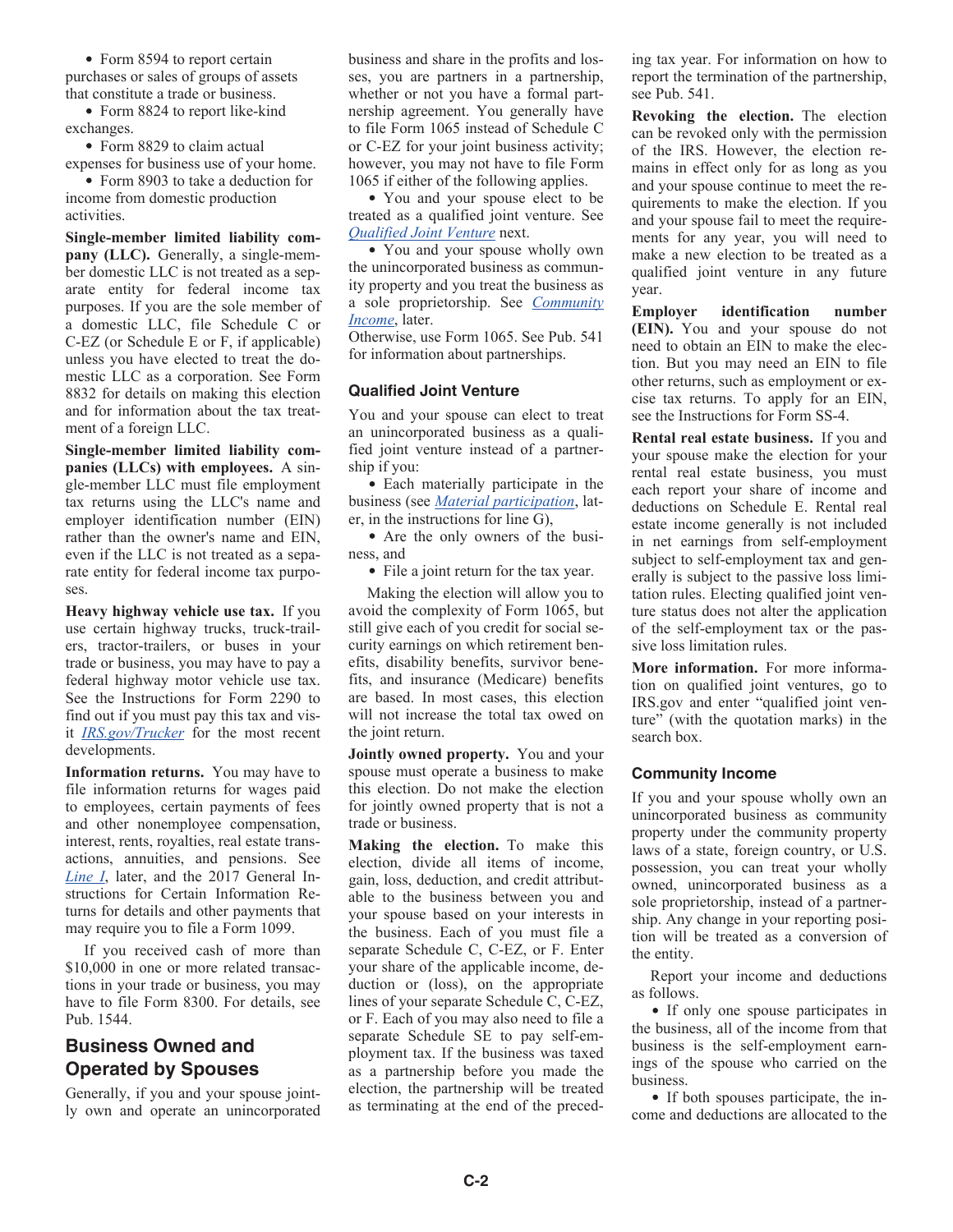- Form 8594 to report certain purchases or sales of groups of assets that constitute a trade or business.
- Form 8824 to report like-kind exchanges.
- Form 8829 to claim actual expenses for business use of your home.
- Form 8903 to take a deduction for income from domestic production activities.

**Single-member limited liability company (LLC).** Generally, a single-member domestic LLC is not treated as a separate entity for federal income tax purposes. If you are the sole member of a domestic LLC, file Schedule C or C-EZ (or Schedule E or F, if applicable) unless you have elected to treat the domestic LLC as a corporation. See Form 8832 for details on making this election and for information about the tax treatment of a foreign LLC.

**Single-member limited liability companies (LLCs) with employees.** A single-member LLC must file employment tax returns using the LLC's name and employer identification number (EIN) rather than the owner's name and EIN, even if the LLC is not treated as a separate entity for federal income tax purposes.

**Heavy highway vehicle use tax.** If you use certain highway trucks, truck-trailers, tractor-trailers, or buses in your trade or business, you may have to pay a federal highway motor vehicle use tax. See the Instructions for Form 2290 to find out if you must pay this tax and visit *IRS.gov/Trucker* for the most recent developments.

**Information returns.** You may have to file information returns for wages paid to employees, certain payments of fees and other nonemployee compensation, interest, rents, royalties, real estate transactions, annuities, and pensions. See *Line I*, later, and the 2017 General Instructions for Certain Information Returns for details and other payments that may require you to file a Form 1099.

If you received cash of more than $10,000 in one or more related transactions in your trade or business, you may have to file Form 8300. For details, see Pub. 1544.

## Business Owned and Operated by Spouses

Generally, if you and your spouse jointly own and operate an unincorporated business and share in the profits and losses, you are partners in a partnership, whether or not you have a formal partnership agreement. You generally have to file Form 1065 instead of Schedule C or C-EZ for your joint business activity; however, you may not have to file Form 1065 if either of the following applies.

- You and your spouse elect to be treated as a qualified joint venture. See *Qualified Joint Venture* next.
- You and your spouse wholly own the unincorporated business as community property and you treat the business as a sole proprietorship. See *Community Income*, later.

Otherwise, use Form 1065. See Pub. 541 for information about partnerships.

### Qualified Joint Venture

You and your spouse can elect to treat an unincorporated business as a qualified joint venture instead of a partnership if you:

- Each materially participate in the business (see *Material participation*, later, in the instructions for line G),
- Are the only owners of the business, and
- File a joint return for the tax year.

Making the election will allow you to avoid the complexity of Form 1065, but still give each of you credit for social security earnings on which retirement benefits, disability benefits, survivor benefits, and insurance (Medicare) benefits are based. In most cases, this election will not increase the total tax owed on the joint return.

**Jointly owned property.** You and your spouse must operate a business to make this election. Do not make the election for jointly owned property that is not a trade or business.

**Making the election.** To make this election, divide all items of income, gain, loss, deduction, and credit attributable to the business between you and your spouse based on your interests in the business. Each of you must file a separate Schedule C, C-EZ, or F. Enter your share of the applicable income, deduction or (loss), on the appropriate lines of your separate Schedule C, C-EZ, or F. Each of you may also need to file a separate Schedule SE to pay self-employment tax. If the business was taxed as a partnership before you made the election, the partnership will be treated as terminating at the end of the preceding tax year. For information on how to report the termination of the partnership, see Pub. 541.

**Revoking the election.** The election can be revoked only with the permission of the IRS. However, the election remains in effect only for as long as you and your spouse continue to meet the requirements to make the election. If you and your spouse fail to meet the requirements for any year, you will need to make a new election to be treated as a qualified joint venture in any future year.

**Employer identification number (EIN).** You and your spouse do not need to obtain an EIN to make the election. But you may need an EIN to file other returns, such as employment or excise tax returns. To apply for an EIN, see the Instructions for Form SS-4.

**Rental real estate business.** If you and your spouse make the election for your rental real estate business, you must each report your share of income and deductions on Schedule E. Rental real estate income generally is not included in net earnings from self-employment subject to self-employment tax and generally is subject to the passive loss limitation rules. Electing qualified joint venture status does not alter the application of the self-employment tax or the passive loss limitation rules.

**More information.** For more information on qualified joint ventures, go to IRS.gov and enter "qualified joint venture" (with the quotation marks) in the search box.

### Community Income

If you and your spouse wholly own an unincorporated business as community property under the community property laws of a state, foreign country, or U.S. possession, you can treat your wholly owned, unincorporated business as a sole proprietorship, instead of a partnership. Any change in your reporting position will be treated as a conversion of the entity.

Report your income and deductions as follows.

- If only one spouse participates in the business, all of the income from that business is the self-employment earnings of the spouse who carried on the business.
- If both spouses participate, the income and deductions are allocated to the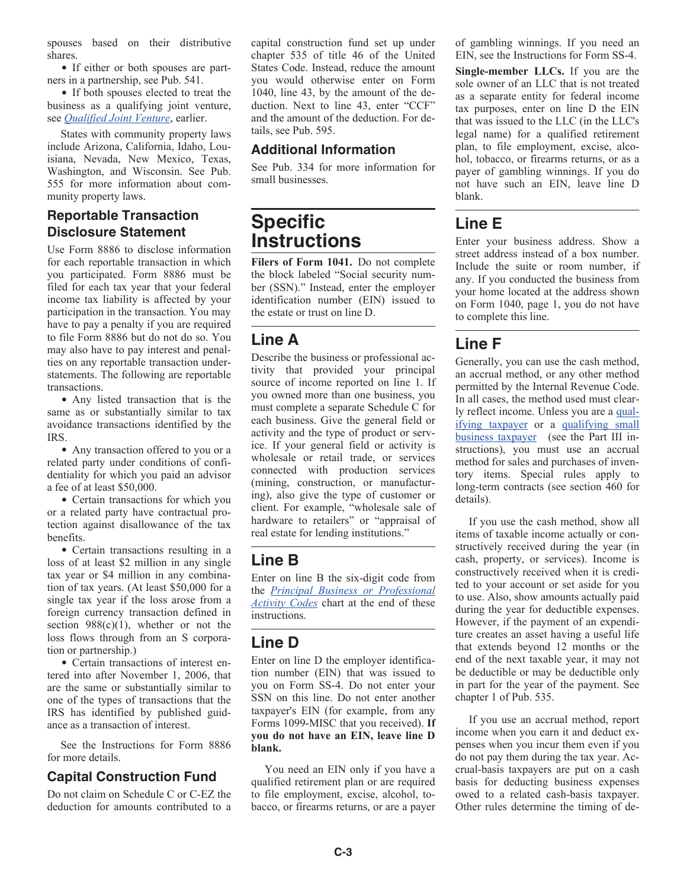spouses based on their distributive shares.

- If either or both spouses are partners in a partnership, see Pub. 541.
- If both spouses elected to treat the business as a qualifying joint venture, see *Qualified Joint Venture*, earlier.

States with community property laws include Arizona, California, Idaho, Louisiana, Nevada, New Mexico, Texas, Washington, and Wisconsin. See Pub. 555 for more information about community property laws.

### Reportable Transaction Disclosure Statement

Use Form 8886 to disclose information for each reportable transaction in which you participated. Form 8886 must be filed for each tax year that your federal income tax liability is affected by your participation in the transaction. You may have to pay a penalty if you are required to file Form 8886 but do not do so. You may also have to pay interest and penalties on any reportable transaction understatements. The following are reportable transactions.

- Any listed transaction that is the same as or substantially similar to tax avoidance transactions identified by the IRS.
- Any transaction offered to you or a related party under conditions of confidentiality for which you paid an advisor a fee of at least $50,000.
- Certain transactions for which you or a related party have contractual protection against disallowance of the tax benefits.
- Certain transactions resulting in a loss of at least $2 million in any single tax year or $4 million in any combination of tax years. (At least $50,000 for a single tax year if the loss arose from a foreign currency transaction defined in section 988(c)(1), whether or not the loss flows through from an S corporation or partnership.)
- Certain transactions of interest entered into after November 1, 2006, that are the same or substantially similar to one of the types of transactions that the IRS has identified by published guidance as a transaction of interest.

See the Instructions for Form 8886 for more details.

### Capital Construction Fund

Do not claim on Schedule C or C-EZ the deduction for amounts contributed to a capital construction fund set up under chapter 535 of title 46 of the United States Code. Instead, reduce the amount you would otherwise enter on Form 1040, line 43, by the amount of the deduction. Next to line 43, enter "CCF" and the amount of the deduction. For details, see Pub. 595.

### Additional Information

See Pub. 334 for more information for small businesses.

# Specific Instructions

**Filers of Form 1041.** Do not complete the block labeled "Social security number (SSN)." Instead, enter the employer identification number (EIN) issued to the estate or trust on line D.

## Line A

Describe the business or professional activity that provided your principal source of income reported on line 1. If you owned more than one business, you must complete a separate Schedule C for each business. Give the general field or activity and the type of product or service. If your general field or activity is wholesale or retail trade, or services connected with production services (mining, construction, or manufacturing), also give the type of customer or client. For example, "wholesale sale of hardware to retailers" or "appraisal of real estate for lending institutions."

## Line B

Enter on line B the six-digit code from the *Principal Business or Professional Activity Codes* chart at the end of these instructions.

## Line D

Enter on line D the employer identification number (EIN) that was issued to you on Form SS-4. Do not enter your SSN on this line. Do not enter another taxpayer's EIN (for example, from any Forms 1099-MISC that you received). **If you do not have an EIN, leave line D blank.**

You need an EIN only if you have a qualified retirement plan or are required to file employment, excise, alcohol, tobacco, or firearms returns, or are a payer of gambling winnings. If you need an EIN, see the Instructions for Form SS-4.

**Single-member LLCs.** If you are the sole owner of an LLC that is not treated as a separate entity for federal income tax purposes, enter on line D the EIN that was issued to the LLC (in the LLC's legal name) for a qualified retirement plan, to file employment, excise, alcohol, tobacco, or firearms returns, or as a payer of gambling winnings. If you do not have such an EIN, leave line D blank.

## Line E

Enter your business address. Show a street address instead of a box number. Include the suite or room number, if any. If you conducted the business from your home located at the address shown on Form 1040, page 1, you do not have to complete this line.

## Line F

Generally, you can use the cash method, an accrual method, or any other method permitted by the Internal Revenue Code. In all cases, the method used must clearly reflect income. Unless you are a qualifying taxpayer or a qualifying small business taxpayer (see the Part III instructions), you must use an accrual method for sales and purchases of inventory items. Special rules apply to long-term contracts (see section 460 for details).

If you use the cash method, show all items of taxable income actually or constructively received during the year (in cash, property, or services). Income is constructively received when it is credited to your account or set aside for you to use. Also, show amounts actually paid during the year for deductible expenses. However, if the payment of an expenditure creates an asset having a useful life that extends beyond 12 months or the end of the next taxable year, it may not be deductible or may be deductible only in part for the year of the payment. See chapter 1 of Pub. 535.

If you use an accrual method, report income when you earn it and deduct expenses when you incur them even if you do not pay them during the tax year. Accrual-basis taxpayers are put on a cash basis for deducting business expenses owed to a related cash-basis taxpayer. Other rules determine the timing of de-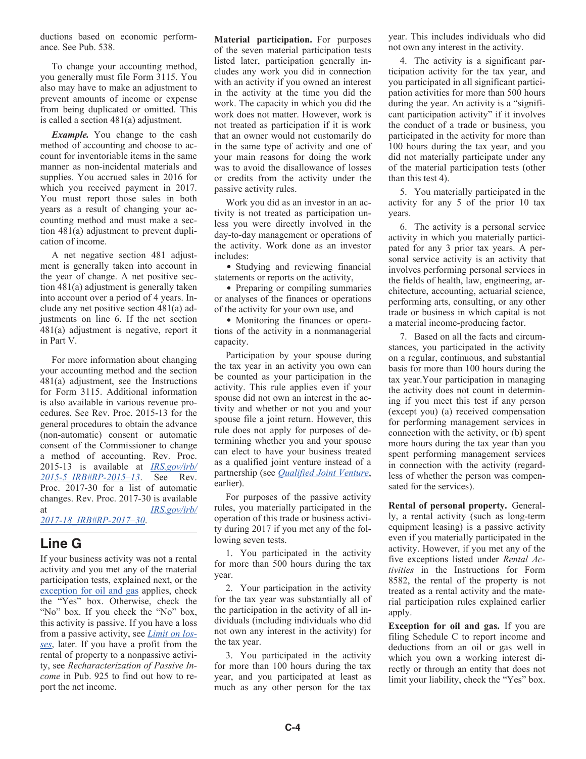ductions based on economic performance. See Pub. 538.

To change your accounting method, you generally must file Form 3115. You also may have to make an adjustment to prevent amounts of income or expense from being duplicated or omitted. This is called a section 481(a) adjustment.

***Example.*** You change to the cash method of accounting and choose to account for inventoriable items in the same manner as non-incidental materials and supplies. You accrued sales in 2016 for which you received payment in 2017. You must report those sales in both years as a result of changing your accounting method and must make a section 481(a) adjustment to prevent duplication of income.

A net negative section 481 adjustment is generally taken into account in the year of change. A net positive section 481(a) adjustment is generally taken into account over a period of 4 years. Include any net positive section 481(a) adjustments on line 6. If the net section 481(a) adjustment is negative, report it in Part V.

For more information about changing your accounting method and the section 481(a) adjustment, see the Instructions for Form 3115. Additional information is also available in various revenue procedures. See Rev. Proc. 2015-13 for the general procedures to obtain the advance (non-automatic) consent or automatic consent of the Commissioner to change a method of accounting. Rev. Proc. 2015-13 is available at *IRS.gov/irb/2015-5_IRB#RP-2015–13*. See Rev. Proc. 2017-30 for a list of automatic changes. Rev. Proc. 2017-30 is available at *IRS.gov/irb/2017-18_IRB#RP-2017–30*.

## Line G

If your business activity was not a rental activity and you met any of the material participation tests, explained next, or the exception for oil and gas applies, check the "Yes" box. Otherwise, check the "No" box. If you check the "No" box, this activity is passive. If you have a loss from a passive activity, see *Limit on losses*, later. If you have a profit from the rental of property to a nonpassive activity, see *Recharacterization of Passive Income* in Pub. 925 to find out how to report the net income.

**Material participation.** For purposes of the seven material participation tests listed later, participation generally includes any work you did in connection with an activity if you owned an interest in the activity at the time you did the work. The capacity in which you did the work does not matter. However, work is not treated as participation if it is work that an owner would not customarily do in the same type of activity and one of your main reasons for doing the work was to avoid the disallowance of losses or credits from the activity under the passive activity rules.

Work you did as an investor in an activity is not treated as participation unless you were directly involved in the day-to-day management or operations of the activity. Work done as an investor includes:

- Studying and reviewing financial statements or reports on the activity,
- Preparing or compiling summaries or analyses of the finances or operations of the activity for your own use, and
- Monitoring the finances or operations of the activity in a nonmanagerial capacity.

Participation by your spouse during the tax year in an activity you own can be counted as your participation in the activity. This rule applies even if your spouse did not own an interest in the activity and whether or not you and your spouse file a joint return. However, this rule does not apply for purposes of determining whether you and your spouse can elect to have your business treated as a qualified joint venture instead of a partnership (see *Qualified Joint Venture*, earlier).

For purposes of the passive activity rules, you materially participated in the operation of this trade or business activity during 2017 if you met any of the following seven tests.

1. You participated in the activity for more than 500 hours during the tax year.

2. Your participation in the activity for the tax year was substantially all of the participation in the activity of all individuals (including individuals who did not own any interest in the activity) for the tax year.

3. You participated in the activity for more than 100 hours during the tax year, and you participated at least as much as any other person for the tax year. This includes individuals who did not own any interest in the activity.

4. The activity is a significant participation activity for the tax year, and you participated in all significant participation activities for more than 500 hours during the year. An activity is a "significant participation activity" if it involves the conduct of a trade or business, you participated in the activity for more than 100 hours during the tax year, and you did not materially participate under any of the material participation tests (other than this test 4).

5. You materially participated in the activity for any 5 of the prior 10 tax years.

6. The activity is a personal service activity in which you materially participated for any 3 prior tax years. A personal service activity is an activity that involves performing personal services in the fields of health, law, engineering, architecture, accounting, actuarial science, performing arts, consulting, or any other trade or business in which capital is not a material income-producing factor.

7. Based on all the facts and circumstances, you participated in the activity on a regular, continuous, and substantial basis for more than 100 hours during the tax year.Your participation in managing the activity does not count in determining if you meet this test if any person (except you) (a) received compensation for performing management services in connection with the activity, or (b) spent more hours during the tax year than you spent performing management services in connection with the activity (regardless of whether the person was compensated for the services).

**Rental of personal property.** Generally, a rental activity (such as long-term equipment leasing) is a passive activity even if you materially participated in the activity. However, if you met any of the five exceptions listed under *Rental Activities* in the Instructions for Form 8582, the rental of the property is not treated as a rental activity and the material participation rules explained earlier apply.

**Exception for oil and gas.** If you are filing Schedule C to report income and deductions from an oil or gas well in which you own a working interest directly or through an entity that does not limit your liability, check the "Yes" box.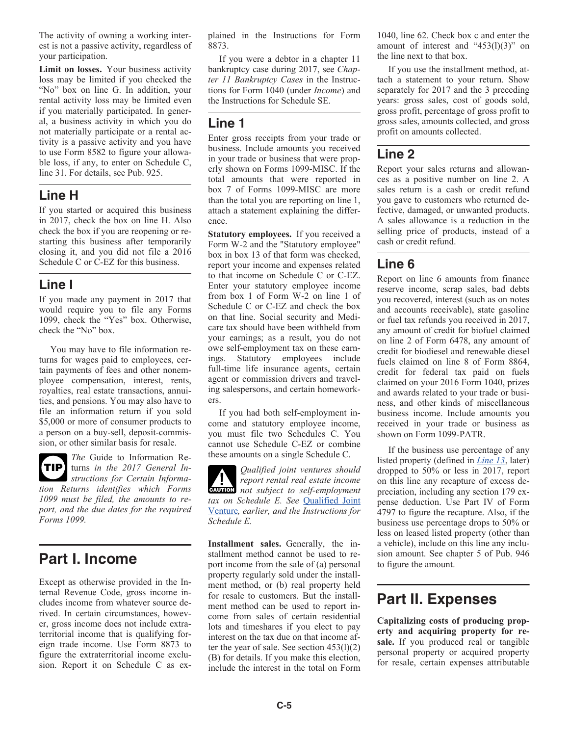The activity of owning a working interest is not a passive activity, regardless of your participation.

**Limit on losses.** Your business activity loss may be limited if you checked the "No" box on line G. In addition, your rental activity loss may be limited even if you materially participated. In general, a business activity in which you do not materially participate or a rental activity is a passive activity and you have to use Form 8582 to figure your allowable loss, if any, to enter on Schedule C, line 31. For details, see Pub. 925.

## Line H

If you started or acquired this business in 2017, check the box on line H. Also check the box if you are reopening or restarting this business after temporarily closing it, and you did not file a 2016 Schedule C or C-EZ for this business.

## Line I

If you made any payment in 2017 that would require you to file any Forms 1099, check the "Yes" box. Otherwise, check the "No" box.

You may have to file information returns for wages paid to employees, certain payments of fees and other nonemployee compensation, interest, rents, royalties, real estate transactions, annuities, and pensions. You may also have to file an information return if you sold $5,000 or more of consumer products to a person on a buy-sell, deposit-commission, or other similar basis for resale.

TIP *The* Guide to Information Returns *in the 2017 General Instructions for Certain Information Returns identifies which Forms 1099 must be filed, the amounts to report, and the due dates for the required Forms 1099.*

# Part I. Income

Except as otherwise provided in the Internal Revenue Code, gross income includes income from whatever source derived. In certain circumstances, however, gross income does not include extraterritorial income that is qualifying foreign trade income. Use Form 8873 to figure the extraterritorial income exclusion. Report it on Schedule C as explained in the Instructions for Form 8873.

If you were a debtor in a chapter 11 bankruptcy case during 2017, see *Chapter 11 Bankruptcy Cases* in the Instructions for Form 1040 (under *Income*) and the Instructions for Schedule SE.

## Line 1

Enter gross receipts from your trade or business. Include amounts you received in your trade or business that were properly shown on Forms 1099-MISC. If the total amounts that were reported in box 7 of Forms 1099-MISC are more than the total you are reporting on line 1, attach a statement explaining the difference.

**Statutory employees.** If you received a Form W-2 and the "Statutory employee" box in box 13 of that form was checked, report your income and expenses related to that income on Schedule C or C-EZ. Enter your statutory employee income from box 1 of Form W-2 on line 1 of Schedule C or C-EZ and check the box on that line. Social security and Medicare tax should have been withheld from your earnings; as a result, you do not owe self-employment tax on these earnings. Statutory employees include full-time life insurance agents, certain agent or commission drivers and traveling salespersons, and certain homeworkers.

If you had both self-employment income and statutory employee income, you must file two Schedules C. You cannot use Schedule C-EZ or combine these amounts on a single Schedule C.

CAUTION *Qualified joint ventures should report rental real estate income not subject to self-employment tax on Schedule E. See* Qualified Joint Venture*, earlier, and the Instructions for Schedule E.*

**Installment sales.** Generally, the installment method cannot be used to report income from the sale of (a) personal property regularly sold under the installment method, or (b) real property held for resale to customers. But the installment method can be used to report income from sales of certain residential lots and timeshares if you elect to pay interest on the tax due on that income after the year of sale. See section 453(l)(2)(B) for details. If you make this election, include the interest in the total on Form 1040, line 62. Check box c and enter the amount of interest and "453(l)(3)" on the line next to that box.

If you use the installment method, attach a statement to your return. Show separately for 2017 and the 3 preceding years: gross sales, cost of goods sold, gross profit, percentage of gross profit to gross sales, amounts collected, and gross profit on amounts collected.

## Line 2

Report your sales returns and allowances as a positive number on line 2. A sales return is a cash or credit refund you gave to customers who returned defective, damaged, or unwanted products. A sales allowance is a reduction in the selling price of products, instead of a cash or credit refund.

## Line 6

Report on line 6 amounts from finance reserve income, scrap sales, bad debts you recovered, interest (such as on notes and accounts receivable), state gasoline or fuel tax refunds you received in 2017, any amount of credit for biofuel claimed on line 2 of Form 6478, any amount of credit for biodiesel and renewable diesel fuels claimed on line 8 of Form 8864, credit for federal tax paid on fuels claimed on your 2016 Form 1040, prizes and awards related to your trade or business, and other kinds of miscellaneous business income. Include amounts you received in your trade or business as shown on Form 1099-PATR.

If the business use percentage of any listed property (defined in *Line 13*, later) dropped to 50% or less in 2017, report on this line any recapture of excess depreciation, including any section 179 expense deduction. Use Part IV of Form 4797 to figure the recapture. Also, if the business use percentage drops to 50% or less on leased listed property (other than a vehicle), include on this line any inclusion amount. See chapter 5 of Pub. 946 to figure the amount.

# Part II. Expenses

**Capitalizing costs of producing property and acquiring property for resale.** If you produced real or tangible personal property or acquired property for resale, certain expenses attributable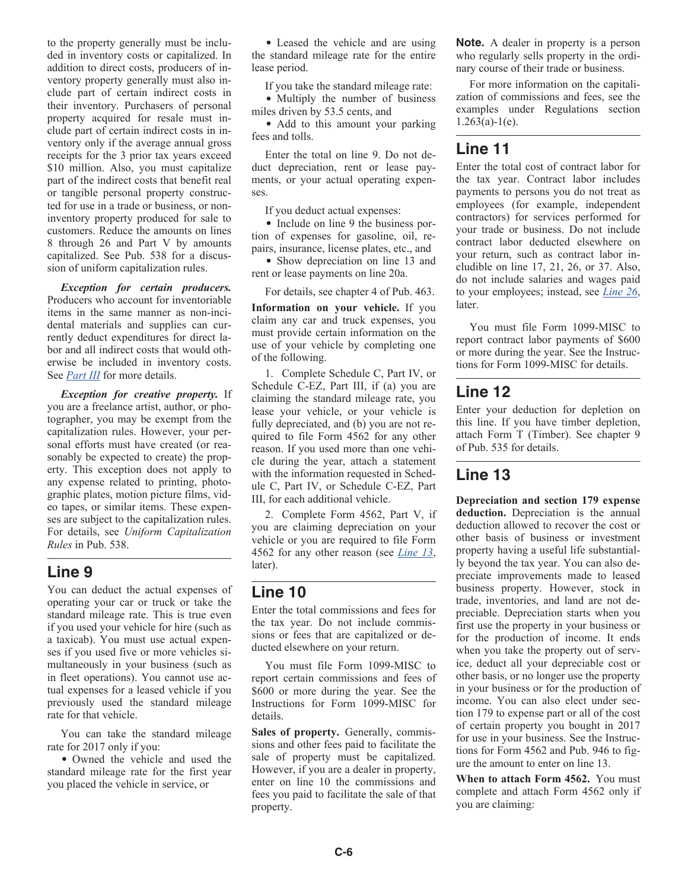to the property generally must be included in inventory costs or capitalized. In addition to direct costs, producers of inventory property generally must also include part of certain indirect costs in their inventory. Purchasers of personal property acquired for resale must include part of certain indirect costs in inventory only if the average annual gross receipts for the 3 prior tax years exceed $10 million. Also, you must capitalize part of the indirect costs that benefit real or tangible personal property constructed for use in a trade or business, or noninventory property produced for sale to customers. Reduce the amounts on lines 8 through 26 and Part V by amounts capitalized. See Pub. 538 for a discussion of uniform capitalization rules.

***Exception for certain producers.*** Producers who account for inventoriable items in the same manner as non-incidental materials and supplies can currently deduct expenditures for direct labor and all indirect costs that would otherwise be included in inventory costs. See *Part III* for more details.

***Exception for creative property.*** If you are a freelance artist, author, or photographer, you may be exempt from the capitalization rules. However, your personal efforts must have created (or reasonably be expected to create) the property. This exception does not apply to any expense related to printing, photographic plates, motion picture films, video tapes, or similar items. These expenses are subject to the capitalization rules. For details, see *Uniform Capitalization Rules* in Pub. 538.

## Line 9

You can deduct the actual expenses of operating your car or truck or take the standard mileage rate. This is true even if you used your vehicle for hire (such as a taxicab). You must use actual expenses if you used five or more vehicles simultaneously in your business (such as in fleet operations). You cannot use actual expenses for a leased vehicle if you previously used the standard mileage rate for that vehicle.

You can take the standard mileage rate for 2017 only if you:

- Owned the vehicle and used the standard mileage rate for the first year you placed the vehicle in service, or
- Leased the vehicle and are using the standard mileage rate for the entire lease period.

If you take the standard mileage rate:

- Multiply the number of business miles driven by 53.5 cents, and
- Add to this amount your parking fees and tolls.

Enter the total on line 9. Do not deduct depreciation, rent or lease payments, or your actual operating expenses.

If you deduct actual expenses:

- Include on line 9 the business portion of expenses for gasoline, oil, repairs, insurance, license plates, etc., and
- Show depreciation on line 13 and rent or lease payments on line 20a.

For details, see chapter 4 of Pub. 463.

**Information on your vehicle.** If you claim any car and truck expenses, you must provide certain information on the use of your vehicle by completing one of the following.

1. Complete Schedule C, Part IV, or Schedule C-EZ, Part III, if (a) you are claiming the standard mileage rate, you lease your vehicle, or your vehicle is fully depreciated, and (b) you are not required to file Form 4562 for any other reason. If you used more than one vehicle during the year, attach a statement with the information requested in Schedule C, Part IV, or Schedule C-EZ, Part III, for each additional vehicle.

2. Complete Form 4562, Part V, if you are claiming depreciation on your vehicle or you are required to file Form 4562 for any other reason (see *Line 13*, later).

## Line 10

Enter the total commissions and fees for the tax year. Do not include commissions or fees that are capitalized or deducted elsewhere on your return.

You must file Form 1099-MISC to report certain commissions and fees of $600 or more during the year. See the Instructions for Form 1099-MISC for details.

**Sales of property.** Generally, commissions and other fees paid to facilitate the sale of property must be capitalized. However, if you are a dealer in property, enter on line 10 the commissions and fees you paid to facilitate the sale of that property.

**Note.** A dealer in property is a person who regularly sells property in the ordinary course of their trade or business.

For more information on the capitalization of commissions and fees, see the examples under Regulations section 1.263(a)-1(e).

## Line 11

Enter the total cost of contract labor for the tax year. Contract labor includes payments to persons you do not treat as employees (for example, independent contractors) for services performed for your trade or business. Do not include contract labor deducted elsewhere on your return, such as contract labor includible on line 17, 21, 26, or 37. Also, do not include salaries and wages paid to your employees; instead, see *Line 26*, later.

You must file Form 1099-MISC to report contract labor payments of $600 or more during the year. See the Instructions for Form 1099-MISC for details.

## Line 12

Enter your deduction for depletion on this line. If you have timber depletion, attach Form T (Timber). See chapter 9 of Pub. 535 for details.

## Line 13

**Depreciation and section 179 expense deduction.** Depreciation is the annual deduction allowed to recover the cost or other basis of business or investment property having a useful life substantially beyond the tax year. You can also depreciate improvements made to leased business property. However, stock in trade, inventories, and land are not depreciable. Depreciation starts when you first use the property in your business or for the production of income. It ends when you take the property out of service, deduct all your depreciable cost or other basis, or no longer use the property in your business or for the production of income. You can also elect under section 179 to expense part or all of the cost of certain property you bought in 2017 for use in your business. See the Instructions for Form 4562 and Pub. 946 to figure the amount to enter on line 13.

**When to attach Form 4562.** You must complete and attach Form 4562 only if you are claiming: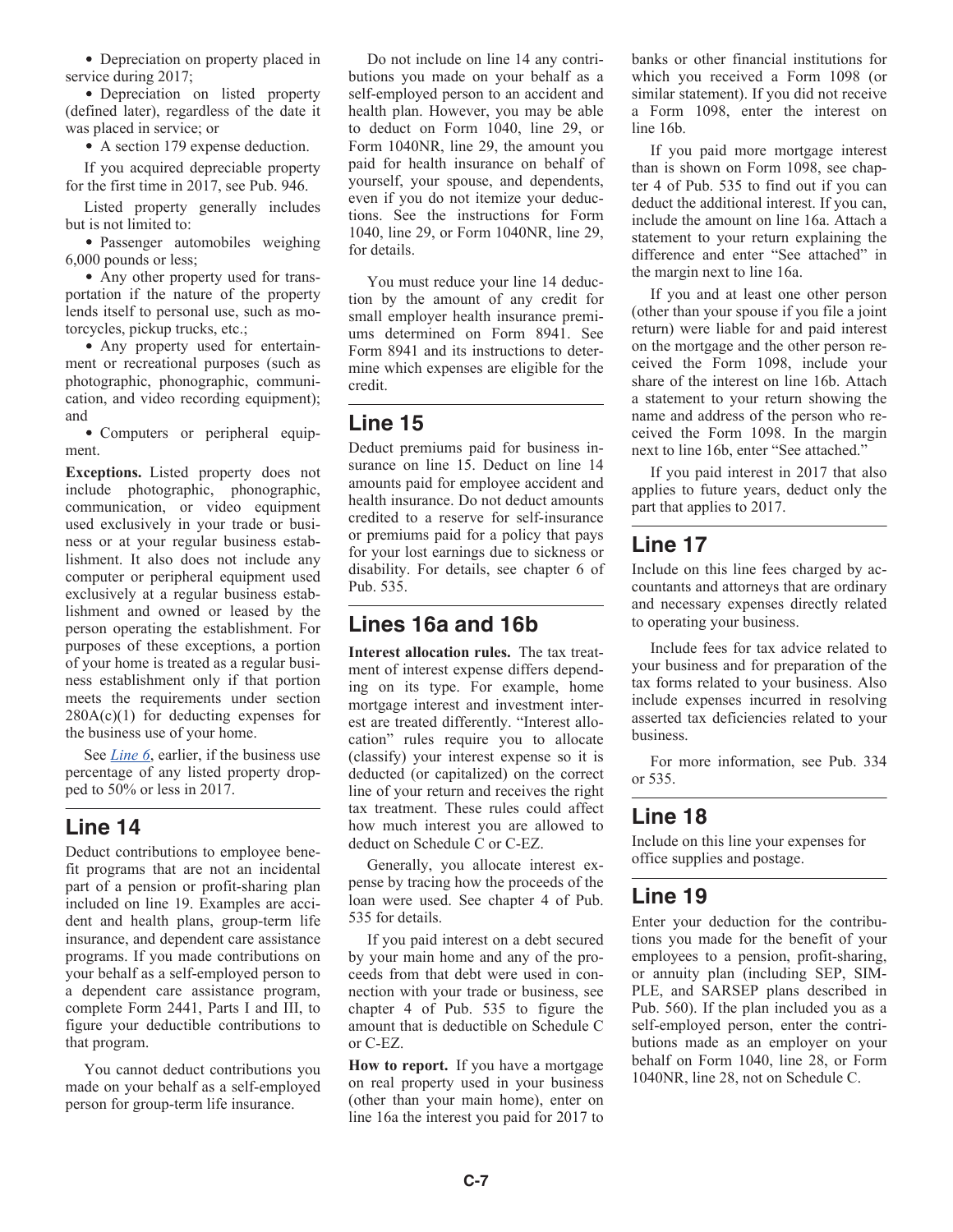- Depreciation on property placed in service during 2017;
- Depreciation on listed property (defined later), regardless of the date it was placed in service; or
- A section 179 expense deduction.

If you acquired depreciable property for the first time in 2017, see Pub. 946.

Listed property generally includes but is not limited to:

- Passenger automobiles weighing 6,000 pounds or less;
- Any other property used for transportation if the nature of the property lends itself to personal use, such as motorcycles, pickup trucks, etc.;
- Any property used for entertainment or recreational purposes (such as photographic, phonographic, communication, and video recording equipment); and
- Computers or peripheral equipment.

**Exceptions.** Listed property does not include photographic, phonographic, communication, or video equipment used exclusively in your trade or business or at your regular business establishment. It also does not include any computer or peripheral equipment used exclusively at a regular business establishment and owned or leased by the person operating the establishment. For purposes of these exceptions, a portion of your home is treated as a regular business establishment only if that portion meets the requirements under section 280A(c)(1) for deducting expenses for the business use of your home.

See *Line 6*, earlier, if the business use percentage of any listed property dropped to 50% or less in 2017.

## Line 14

Deduct contributions to employee benefit programs that are not an incidental part of a pension or profit-sharing plan included on line 19. Examples are accident and health plans, group-term life insurance, and dependent care assistance programs. If you made contributions on your behalf as a self-employed person to a dependent care assistance program, complete Form 2441, Parts I and III, to figure your deductible contributions to that program.

You cannot deduct contributions you made on your behalf as a self-employed person for group-term life insurance.

Do not include on line 14 any contributions you made on your behalf as a self-employed person to an accident and health plan. However, you may be able to deduct on Form 1040, line 29, or Form 1040NR, line 29, the amount you paid for health insurance on behalf of yourself, your spouse, and dependents, even if you do not itemize your deductions. See the instructions for Form 1040, line 29, or Form 1040NR, line 29, for details.

You must reduce your line 14 deduction by the amount of any credit for small employer health insurance premiums determined on Form 8941. See Form 8941 and its instructions to determine which expenses are eligible for the credit.

## Line 15

Deduct premiums paid for business insurance on line 15. Deduct on line 14 amounts paid for employee accident and health insurance. Do not deduct amounts credited to a reserve for self-insurance or premiums paid for a policy that pays for your lost earnings due to sickness or disability. For details, see chapter 6 of Pub. 535.

## Lines 16a and 16b

**Interest allocation rules.** The tax treatment of interest expense differs depending on its type. For example, home mortgage interest and investment interest are treated differently. "Interest allocation" rules require you to allocate (classify) your interest expense so it is deducted (or capitalized) on the correct line of your return and receives the right tax treatment. These rules could affect how much interest you are allowed to deduct on Schedule C or C-EZ.

Generally, you allocate interest expense by tracing how the proceeds of the loan were used. See chapter 4 of Pub. 535 for details.

If you paid interest on a debt secured by your main home and any of the proceeds from that debt were used in connection with your trade or business, see chapter 4 of Pub. 535 to figure the amount that is deductible on Schedule C or C-EZ.

**How to report.** If you have a mortgage on real property used in your business (other than your main home), enter on line 16a the interest you paid for 2017 to banks or other financial institutions for which you received a Form 1098 (or similar statement). If you did not receive a Form 1098, enter the interest on line 16b.

If you paid more mortgage interest than is shown on Form 1098, see chapter 4 of Pub. 535 to find out if you can deduct the additional interest. If you can, include the amount on line 16a. Attach a statement to your return explaining the difference and enter "See attached" in the margin next to line 16a.

If you and at least one other person (other than your spouse if you file a joint return) were liable for and paid interest on the mortgage and the other person received the Form 1098, include your share of the interest on line 16b. Attach a statement to your return showing the name and address of the person who received the Form 1098. In the margin next to line 16b, enter "See attached."

If you paid interest in 2017 that also applies to future years, deduct only the part that applies to 2017.

## Line 17

Include on this line fees charged by accountants and attorneys that are ordinary and necessary expenses directly related to operating your business.

Include fees for tax advice related to your business and for preparation of the tax forms related to your business. Also include expenses incurred in resolving asserted tax deficiencies related to your business.

For more information, see Pub. 334 or 535.

## Line 18

Include on this line your expenses for office supplies and postage.

## Line 19

Enter your deduction for the contributions you made for the benefit of your employees to a pension, profit-sharing, or annuity plan (including SEP, SIMPLE, and SARSEP plans described in Pub. 560). If the plan included you as a self-employed person, enter the contributions made as an employer on your behalf on Form 1040, line 28, or Form 1040NR, line 28, not on Schedule C.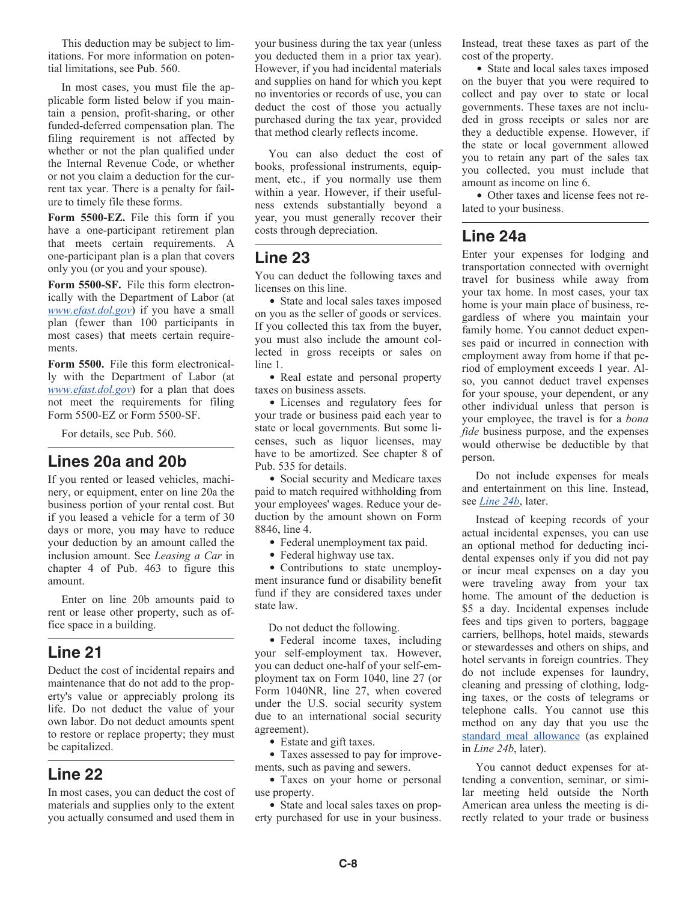This deduction may be subject to limitations. For more information on potential limitations, see Pub. 560.

In most cases, you must file the applicable form listed below if you maintain a pension, profit-sharing, or other funded-deferred compensation plan. The filing requirement is not affected by whether or not the plan qualified under the Internal Revenue Code, or whether or not you claim a deduction for the current tax year. There is a penalty for failure to timely file these forms.

**Form 5500-EZ.** File this form if you have a one-participant retirement plan that meets certain requirements. A one-participant plan is a plan that covers only you (or you and your spouse).

**Form 5500-SF.** File this form electronically with the Department of Labor (at *www.efast.dol.gov*) if you have a small plan (fewer than 100 participants in most cases) that meets certain requirements.

**Form 5500.** File this form electronically with the Department of Labor (at *www.efast.dol.gov*) for a plan that does not meet the requirements for filing Form 5500-EZ or Form 5500-SF.

For details, see Pub. 560.

## Lines 20a and 20b

If you rented or leased vehicles, machinery, or equipment, enter on line 20a the business portion of your rental cost. But if you leased a vehicle for a term of 30 days or more, you may have to reduce your deduction by an amount called the inclusion amount. See *Leasing a Car* in chapter 4 of Pub. 463 to figure this amount.

Enter on line 20b amounts paid to rent or lease other property, such as office space in a building.

## Line 21

Deduct the cost of incidental repairs and maintenance that do not add to the property's value or appreciably prolong its life. Do not deduct the value of your own labor. Do not deduct amounts spent to restore or replace property; they must be capitalized.

## Line 22

In most cases, you can deduct the cost of materials and supplies only to the extent you actually consumed and used them in your business during the tax year (unless you deducted them in a prior tax year). However, if you had incidental materials and supplies on hand for which you kept no inventories or records of use, you can deduct the cost of those you actually purchased during the tax year, provided that method clearly reflects income.

You can also deduct the cost of books, professional instruments, equipment, etc., if you normally use them within a year. However, if their usefulness extends substantially beyond a year, you must generally recover their costs through depreciation.

## Line 23

You can deduct the following taxes and licenses on this line.

- State and local sales taxes imposed on you as the seller of goods or services. If you collected this tax from the buyer, you must also include the amount collected in gross receipts or sales on line 1.
- Real estate and personal property taxes on business assets.
- Licenses and regulatory fees for your trade or business paid each year to state or local governments. But some licenses, such as liquor licenses, may have to be amortized. See chapter 8 of Pub. 535 for details.
- Social security and Medicare taxes paid to match required withholding from your employees' wages. Reduce your deduction by the amount shown on Form 8846, line 4.
- Federal unemployment tax paid.
- Federal highway use tax.
- Contributions to state unemployment insurance fund or disability benefit fund if they are considered taxes under state law.

Do not deduct the following.

- Federal income taxes, including your self-employment tax. However, you can deduct one-half of your self-employment tax on Form 1040, line 27 (or Form 1040NR, line 27, when covered under the U.S. social security system due to an international social security agreement).
- Estate and gift taxes.
- Taxes assessed to pay for improvements, such as paving and sewers.
- Taxes on your home or personal use property.
- State and local sales taxes on property purchased for use in your business. Instead, treat these taxes as part of the cost of the property.
- State and local sales taxes imposed on the buyer that you were required to collect and pay over to state or local governments. These taxes are not included in gross receipts or sales nor are they a deductible expense. However, if the state or local government allowed you to retain any part of the sales tax you collected, you must include that amount as income on line 6.
- Other taxes and license fees not related to your business.

## Line 24a

Enter your expenses for lodging and transportation connected with overnight travel for business while away from your tax home. In most cases, your tax home is your main place of business, regardless of where you maintain your family home. You cannot deduct expenses paid or incurred in connection with employment away from home if that period of employment exceeds 1 year. Also, you cannot deduct travel expenses for your spouse, your dependent, or any other individual unless that person is your employee, the travel is for a *bona fide* business purpose, and the expenses would otherwise be deductible by that person.

Do not include expenses for meals and entertainment on this line. Instead, see *Line 24b*, later.

Instead of keeping records of your actual incidental expenses, you can use an optional method for deducting incidental expenses only if you did not pay or incur meal expenses on a day you were traveling away from your tax home. The amount of the deduction is $5 a day. Incidental expenses include fees and tips given to porters, baggage carriers, bellhops, hotel maids, stewards or stewardesses and others on ships, and hotel servants in foreign countries. They do not include expenses for laundry, cleaning and pressing of clothing, lodging taxes, or the costs of telegrams or telephone calls. You cannot use this method on any day that you use the standard meal allowance (as explained in *Line 24b*, later).

You cannot deduct expenses for attending a convention, seminar, or similar meeting held outside the North American area unless the meeting is directly related to your trade or business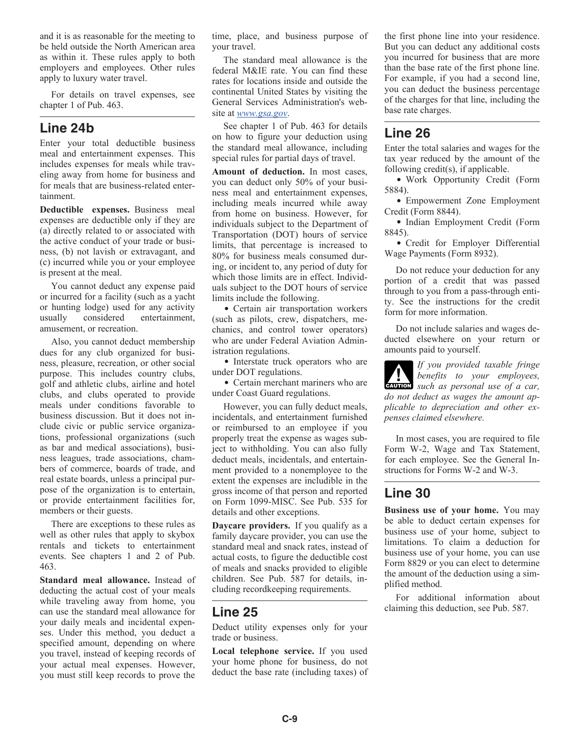and it is as reasonable for the meeting to be held outside the North American area as within it. These rules apply to both employers and employees. Other rules apply to luxury water travel.

For details on travel expenses, see chapter 1 of Pub. 463.

## Line 24b

Enter your total deductible business meal and entertainment expenses. This includes expenses for meals while traveling away from home for business and for meals that are business-related entertainment.

**Deductible expenses.** Business meal expenses are deductible only if they are (a) directly related to or associated with the active conduct of your trade or business, (b) not lavish or extravagant, and (c) incurred while you or your employee is present at the meal.

You cannot deduct any expense paid or incurred for a facility (such as a yacht or hunting lodge) used for any activity usually considered entertainment, amusement, or recreation.

Also, you cannot deduct membership dues for any club organized for business, pleasure, recreation, or other social purpose. This includes country clubs, golf and athletic clubs, airline and hotel clubs, and clubs operated to provide meals under conditions favorable to business discussion. But it does not include civic or public service organizations, professional organizations (such as bar and medical associations), business leagues, trade associations, chambers of commerce, boards of trade, and real estate boards, unless a principal purpose of the organization is to entertain, or provide entertainment facilities for, members or their guests.

There are exceptions to these rules as well as other rules that apply to skybox rentals and tickets to entertainment events. See chapters 1 and 2 of Pub. 463.

**Standard meal allowance.** Instead of deducting the actual cost of your meals while traveling away from home, you can use the standard meal allowance for your daily meals and incidental expenses. Under this method, you deduct a specified amount, depending on where you travel, instead of keeping records of your actual meal expenses. However, you must still keep records to prove the time, place, and business purpose of your travel.

The standard meal allowance is the federal M&IE rate. You can find these rates for locations inside and outside the continental United States by visiting the General Services Administration's website at *www.gsa.gov*.

See chapter 1 of Pub. 463 for details on how to figure your deduction using the standard meal allowance, including special rules for partial days of travel.

**Amount of deduction.** In most cases, you can deduct only 50% of your business meal and entertainment expenses, including meals incurred while away from home on business. However, for individuals subject to the Department of Transportation (DOT) hours of service limits, that percentage is increased to 80% for business meals consumed during, or incident to, any period of duty for which those limits are in effect. Individuals subject to the DOT hours of service limits include the following.

- Certain air transportation workers (such as pilots, crew, dispatchers, mechanics, and control tower operators) who are under Federal Aviation Administration regulations.
- Interstate truck operators who are under DOT regulations.
- Certain merchant mariners who are under Coast Guard regulations.

However, you can fully deduct meals, incidentals, and entertainment furnished or reimbursed to an employee if you properly treat the expense as wages subject to withholding. You can also fully deduct meals, incidentals, and entertainment provided to a nonemployee to the extent the expenses are includible in the gross income of that person and reported on Form 1099-MISC. See Pub. 535 for details and other exceptions.

**Daycare providers.** If you qualify as a family daycare provider, you can use the standard meal and snack rates, instead of actual costs, to figure the deductible cost of meals and snacks provided to eligible children. See Pub. 587 for details, including recordkeeping requirements.

## Line 25

Deduct utility expenses only for your trade or business.

**Local telephone service.** If you used your home phone for business, do not deduct the base rate (including taxes) of the first phone line into your residence. But you can deduct any additional costs you incurred for business that are more than the base rate of the first phone line. For example, if you had a second line, you can deduct the business percentage of the charges for that line, including the base rate charges.

## Line 26

Enter the total salaries and wages for the tax year reduced by the amount of the following credit(s), if applicable.

- Work Opportunity Credit (Form 5884).
- Empowerment Zone Employment Credit (Form 8844).
- Indian Employment Credit (Form 8845).
- Credit for Employer Differential Wage Payments (Form 8932).

Do not reduce your deduction for any portion of a credit that was passed through to you from a pass-through entity. See the instructions for the credit form for more information.

Do not include salaries and wages deducted elsewhere on your return or amounts paid to yourself.

**CAUTION:** *If you provided taxable fringe benefits to your employees, such as personal use of a car, do not deduct as wages the amount applicable to depreciation and other expenses claimed elsewhere.*

In most cases, you are required to file Form W-2, Wage and Tax Statement, for each employee. See the General Instructions for Forms W-2 and W-3.

## Line 30

**Business use of your home.** You may be able to deduct certain expenses for business use of your home, subject to limitations. To claim a deduction for business use of your home, you can use Form 8829 or you can elect to determine the amount of the deduction using a simplified method.

For additional information about claiming this deduction, see Pub. 587.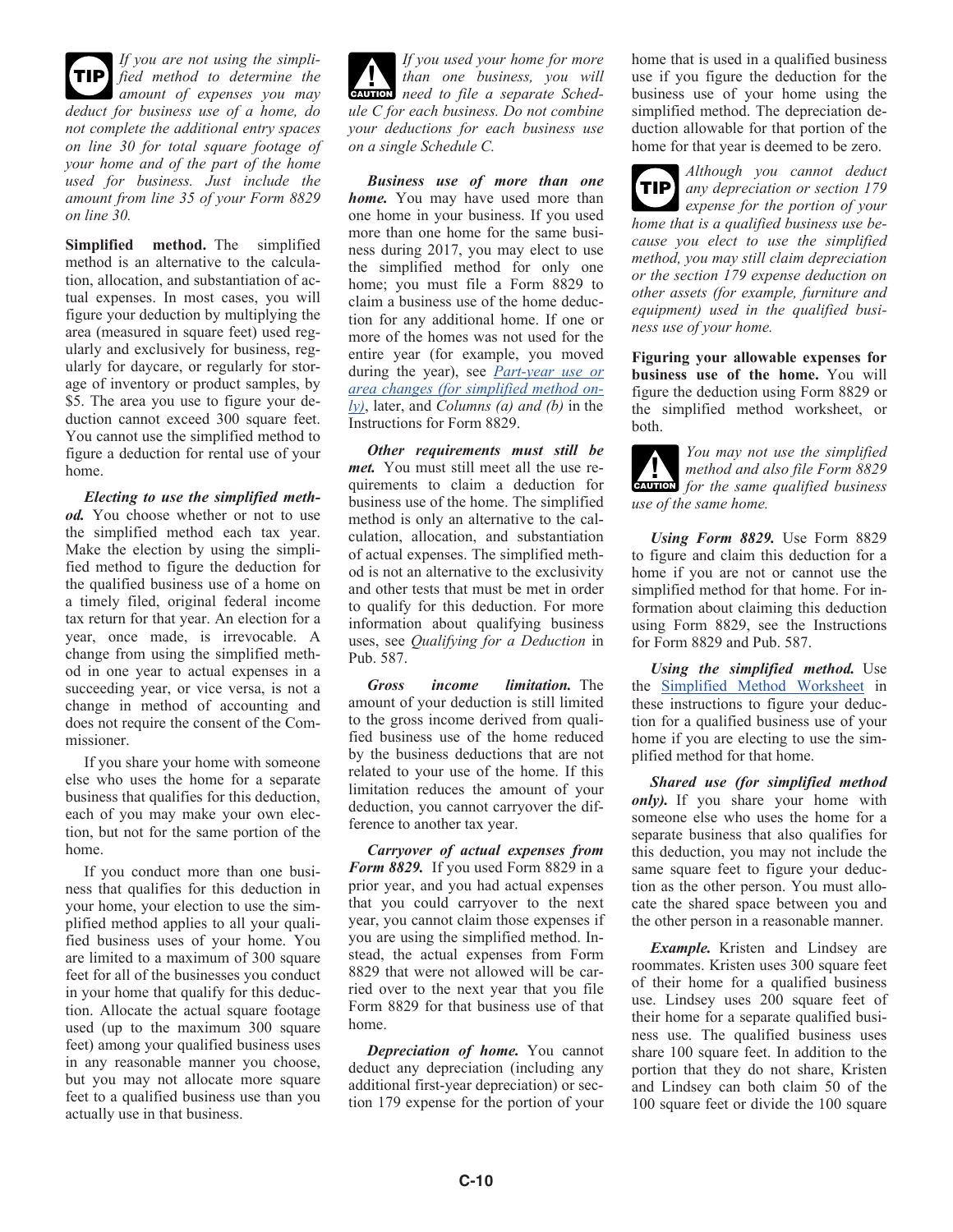**TIP** *If you are not using the simplified method to determine the amount of expenses you may deduct for business use of a home, do not complete the additional entry spaces on line 30 for total square footage of your home and of the part of the home used for business. Just include the amount from line 35 of your Form 8829 on line 30.*

**Simplified method.** The simplified method is an alternative to the calculation, allocation, and substantiation of actual expenses. In most cases, you will figure your deduction by multiplying the area (measured in square feet) used regularly and exclusively for business, regularly for daycare, or regularly for storage of inventory or product samples, by $5. The area you use to figure your deduction cannot exceed 300 square feet. You cannot use the simplified method to figure a deduction for rental use of your home.

***Electing to use the simplified method.*** You choose whether or not to use the simplified method each tax year. Make the election by using the simplified method to figure the deduction for the qualified business use of a home on a timely filed, original federal income tax return for that year. An election for a year, once made, is irrevocable. A change from using the simplified method in one year to actual expenses in a succeeding year, or vice versa, is not a change in method of accounting and does not require the consent of the Commissioner.

If you share your home with someone else who uses the home for a separate business that qualifies for this deduction, each of you may make your own election, but not for the same portion of the home.

If you conduct more than one business that qualifies for this deduction in your home, your election to use the simplified method applies to all your qualified business uses of your home. You are limited to a maximum of 300 square feet for all of the businesses you conduct in your home that qualify for this deduction. Allocate the actual square footage used (up to the maximum 300 square feet) among your qualified business uses in any reasonable manner you choose, but you may not allocate more square feet to a qualified business use than you actually use in that business.

**CAUTION** *If you used your home for more than one business, you will need to file a separate Schedule C for each business. Do not combine your deductions for each business use on a single Schedule C.*

***Business use of more than one home.*** You may have used more than one home in your business. If you used more than one home for the same business during 2017, you may elect to use the simplified method for only one home; you must file a Form 8829 to claim a business use of the home deduction for any additional home. If one or more of the homes was not used for the entire year (for example, you moved during the year), see *Part-year use or area changes (for simplified method only)*, later, and *Columns (a) and (b)* in the Instructions for Form 8829.

***Other requirements must still be met.*** You must still meet all the use requirements to claim a deduction for business use of the home. The simplified method is only an alternative to the calculation, allocation, and substantiation of actual expenses. The simplified method is not an alternative to the exclusivity and other tests that must be met in order to qualify for this deduction. For more information about qualifying business uses, see *Qualifying for a Deduction* in Pub. 587.

***Gross income limitation.*** The amount of your deduction is still limited to the gross income derived from qualified business use of the home reduced by the business deductions that are not related to your use of the home. If this limitation reduces the amount of your deduction, you cannot carryover the difference to another tax year.

***Carryover of actual expenses from Form 8829.*** If you used Form 8829 in a prior year, and you had actual expenses that you could carryover to the next year, you cannot claim those expenses if you are using the simplified method. Instead, the actual expenses from Form 8829 that were not allowed will be carried over to the next year that you file Form 8829 for that business use of that home.

***Depreciation of home.*** You cannot deduct any depreciation (including any additional first-year depreciation) or section 179 expense for the portion of your home that is used in a qualified business use if you figure the deduction for the business use of your home using the simplified method. The depreciation deduction allowable for that portion of the home for that year is deemed to be zero.

**TIP** *Although you cannot deduct any depreciation or section 179 expense for the portion of your home that is a qualified business use because you elect to use the simplified method, you may still claim depreciation or the section 179 expense deduction on other assets (for example, furniture and equipment) used in the qualified business use of your home.*

**Figuring your allowable expenses for business use of the home.** You will figure the deduction using Form 8829 or the simplified method worksheet, or both.

**CAUTION** *You may not use the simplified method and also file Form 8829 for the same qualified business use of the same home.*

***Using Form 8829.*** Use Form 8829 to figure and claim this deduction for a home if you are not or cannot use the simplified method for that home. For information about claiming this deduction using Form 8829, see the Instructions for Form 8829 and Pub. 587.

***Using the simplified method.*** Use the Simplified Method Worksheet in these instructions to figure your deduction for a qualified business use of your home if you are electing to use the simplified method for that home.

***Shared use (for simplified method only).*** If you share your home with someone else who uses the home for a separate business that also qualifies for this deduction, you may not include the same square feet to figure your deduction as the other person. You must allocate the shared space between you and the other person in a reasonable manner.

***Example.*** Kristen and Lindsey are roommates. Kristen uses 300 square feet of their home for a qualified business use. Lindsey uses 200 square feet of their home for a separate qualified business use. The qualified business uses share 100 square feet. In addition to the portion that they do not share, Kristen and Lindsey can both claim 50 of the 100 square feet or divide the 100 square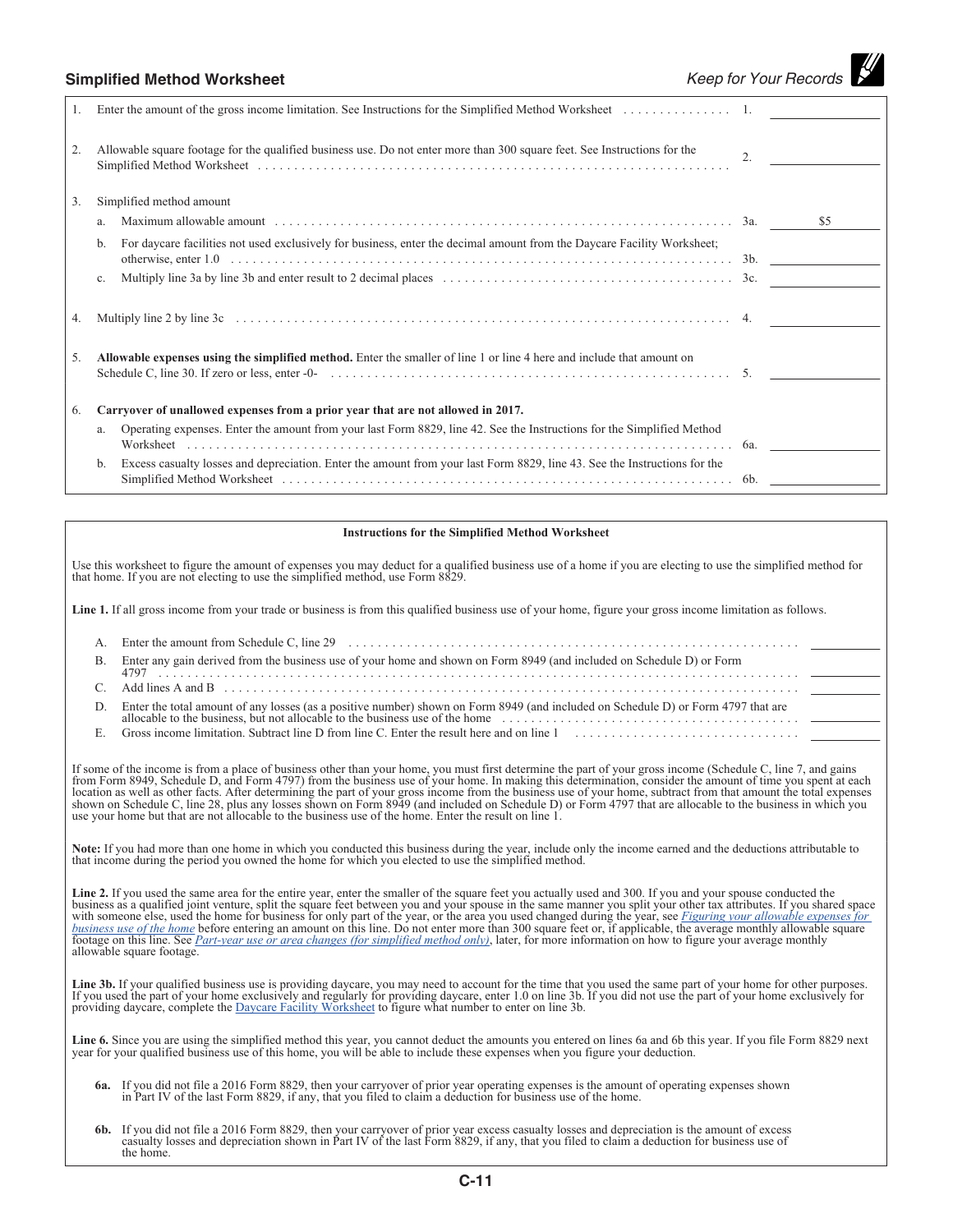## Simplified Method Worksheet

*Keep for Your Records*

| | | | |
|---|---|---|---|
| 1. | Enter the amount of the gross income limitation. See Instructions for the Simplified Method Worksheet | 1. | |
| 2. | Allowable square footage for the qualified business use. Do not enter more than 300 square feet. See Instructions for the Simplified Method Worksheet | 2. | |
| 3. | Simplified method amount | | |
| | a. Maximum allowable amount | 3a. | $5 |
| | b. For daycare facilities not used exclusively for business, enter the decimal amount from the Daycare Facility Worksheet; otherwise, enter 1.0 | 3b. | |
| | c. Multiply line 3a by line 3b and enter result to 2 decimal places | 3c. | |
| 4. | Multiply line 2 by line 3c | 4. | |
| 5. | **Allowable expenses using the simplified method.** Enter the smaller of line 1 or line 4 here and include that amount on Schedule C, line 30. If zero or less, enter -0- | 5. | |
| 6. | **Carryover of unallowed expenses from a prior year that are not allowed in 2017.** | | |
| | a. Operating expenses. Enter the amount from your last Form 8829, line 42. See the Instructions for the Simplified Method Worksheet | 6a. | |
| | b. Excess casualty losses and depreciation. Enter the amount from your last Form 8829, line 43. See the Instructions for the Simplified Method Worksheet | 6b. | |

### Instructions for the Simplified Method Worksheet

Use this worksheet to figure the amount of expenses you may deduct for a qualified business use of a home if you are electing to use the simplified method for that home. If you are not electing to use the simplified method, use Form 8829.

**Line 1.** If all gross income from your trade or business is from this qualified business use of your home, figure your gross income limitation as follows.

| | | |
|---|---|---|
| A. | Enter the amount from Schedule C, line 29 | |
| B. | Enter any gain derived from the business use of your home and shown on Form 8949 (and included on Schedule D) or Form 4797 | |
| C. | Add lines A and B | |
| D. | Enter the total amount of any losses (as a positive number) shown on Form 8949 (and included on Schedule D) or Form 4797 that are allocable to the business, but not allocable to the business use of the home | |
| E. | Gross income limitation. Subtract line D from line C. Enter the result here and on line 1 | |

If some of the income is from a place of business other than your home, you must first determine the part of your gross income (Schedule C, line 7, and gains from Form 8949, Schedule D, and Form 4797) from the business use of your home. In making this determination, consider the amount of time you spent at each location as well as other facts. After determining the part of your gross income from the business use of your home, subtract from that amount the total expenses shown on Schedule C, line 28, plus any losses shown on Form 8949 (and included on Schedule D) or Form 4797 that are allocable to the business in which you use your home but that are not allocable to the business use of the home. Enter the result on line 1.

**Note:** If you had more than one home in which you conducted this business during the year, include only the income earned and the deductions attributable to that income during the period you owned the home for which you elected to use the simplified method.

**Line 2.** If you used the same area for the entire year, enter the smaller of the square feet you actually used and 300. If you and your spouse conducted the business as a qualified joint venture, split the square feet between you and your spouse in the same manner you split your other tax attributes. If you shared space with someone else, used the home for business for only part of the year, or the area you used changed during the year, see *Figuring your allowable expenses for business use of the home* before entering an amount on this line. Do not enter more than 300 square feet or, if applicable, the average monthly allowable square footage on this line. See *Part-year use or area changes (for simplified method only)*, later, for more information on how to figure your average monthly allowable square footage.

**Line 3b.** If your qualified business use is providing daycare, you may need to account for the time that you used the same part of your home for other purposes. If you used the part of your home exclusively and regularly for providing daycare, enter 1.0 on line 3b. If you did not use the part of your home exclusively for providing daycare, complete the Daycare Facility Worksheet to figure what number to enter on line 3b.

**Line 6.** Since you are using the simplified method this year, you cannot deduct the amounts you entered on lines 6a and 6b this year. If you file Form 8829 next year for your qualified business use of this home, you will be able to include these expenses when you figure your deduction.

**6a.** If you did not file a 2016 Form 8829, then your carryover of prior year operating expenses is the amount of operating expenses shown in Part IV of the last Form 8829, if any, that you filed to claim a deduction for business use of the home.

**6b.** If you did not file a 2016 Form 8829, then your carryover of prior year excess casualty losses and depreciation is the amount of excess casualty losses and depreciation shown in Part IV of the last Form 8829, if any, that you filed to claim a deduction for business use of the home.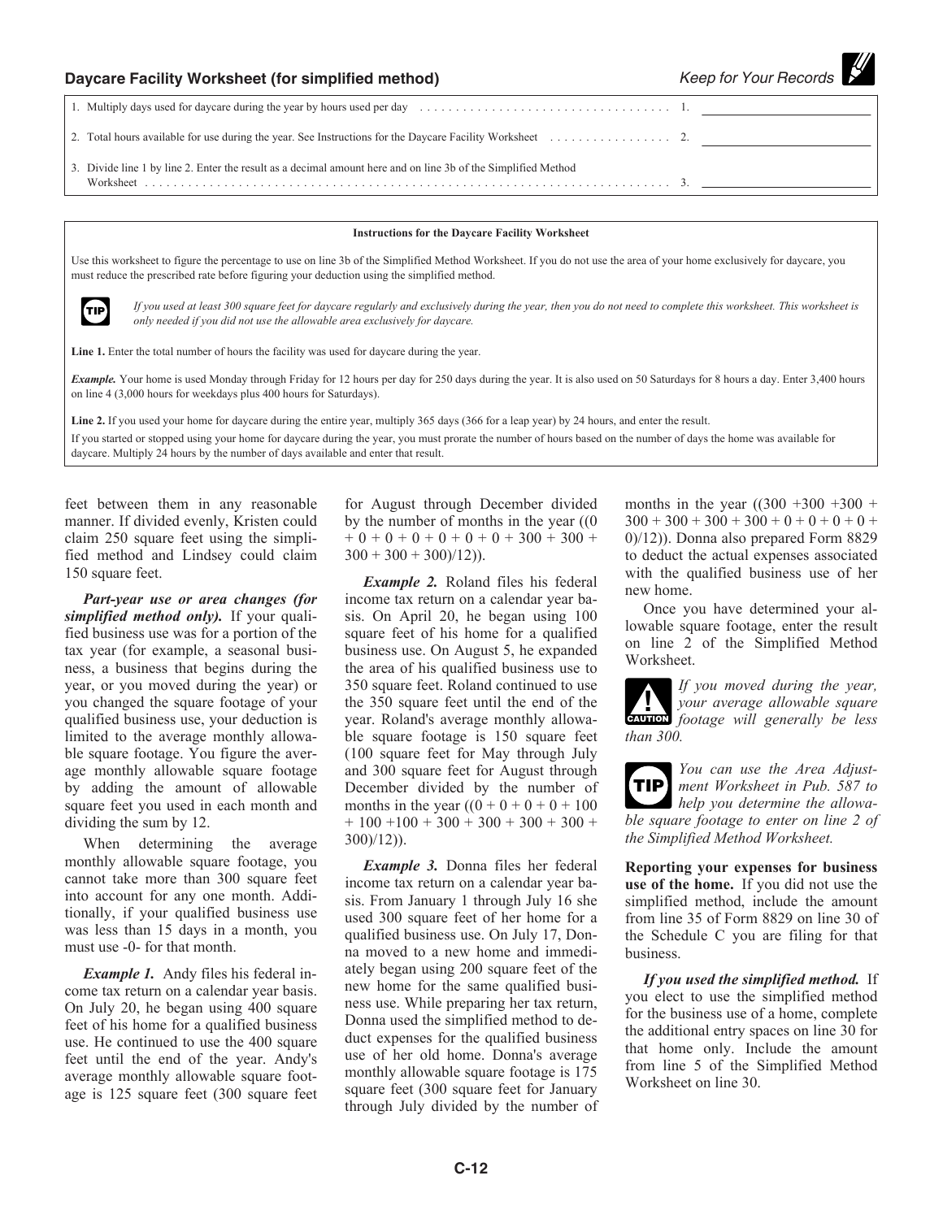## Daycare Facility Worksheet (for simplified method)

*Keep for Your Records*

| | | |
|---|---|---|
| 1. Multiply days used for daycare during the year by hours used per day | 1. | |
| 2. Total hours available for use during the year. See Instructions for the Daycare Facility Worksheet | 2. | |
| 3. Divide line 1 by line 2. Enter the result as a decimal amount here and on line 3b of the Simplified Method Worksheet | 3. | |

**Instructions for the Daycare Facility Worksheet**

Use this worksheet to figure the percentage to use on line 3b of the Simplified Method Worksheet. If you do not use the area of your home exclusively for daycare, you must reduce the prescribed rate before figuring your deduction using the simplified method.

**TIP** *If you used at least 300 square feet for daycare regularly and exclusively during the year, then you do not need to complete this worksheet. This worksheet is only needed if you did not use the allowable area exclusively for daycare.*

**Line 1.** Enter the total number of hours the facility was used for daycare during the year.

***Example.*** Your home is used Monday through Friday for 12 hours per day for 250 days during the year. It is also used on 50 Saturdays for 8 hours a day. Enter 3,400 hours on line 4 (3,000 hours for weekdays plus 400 hours for Saturdays).

**Line 2.** If you used your home for daycare during the entire year, multiply 365 days (366 for a leap year) by 24 hours, and enter the result.

If you started or stopped using your home for daycare during the year, you must prorate the number of hours based on the number of days the home was available for daycare. Multiply 24 hours by the number of days available and enter that result.

feet between them in any reasonable manner. If divided evenly, Kristen could claim 250 square feet using the simplified method and Lindsey could claim 150 square feet.

***Part-year use or area changes (for simplified method only).*** If your qualified business use was for a portion of the tax year (for example, a seasonal business, a business that begins during the year, or you moved during the year) or you changed the square footage of your qualified business use, your deduction is limited to the average monthly allowable square footage. You figure the average monthly allowable square footage by adding the amount of allowable square feet you used in each month and dividing the sum by 12.

When determining the average monthly allowable square footage, you cannot take more than 300 square feet into account for any one month. Additionally, if your qualified business use was less than 15 days in a month, you must use -0- for that month.

***Example 1.*** Andy files his federal income tax return on a calendar year basis. On July 20, he began using 400 square feet of his home for a qualified business use. He continued to use the 400 square feet until the end of the year. Andy's average monthly allowable square footage is 125 square feet (300 square feet for August through December divided by the number of months in the year ((0 + 0 + 0 + 0 + 0 + 0 + 0 + 300 + 300 + 300 + 300 + 300)/12)).

***Example 2.*** Roland files his federal income tax return on a calendar year basis. On April 20, he began using 100 square feet of his home for a qualified business use. On August 5, he expanded the area of his qualified business use to 350 square feet. Roland continued to use the 350 square feet until the end of the year. Roland's average monthly allowable square footage is 150 square feet (100 square feet for May through July and 300 square feet for August through December divided by the number of months in the year ((0 + 0 + 0 + 0 + 100 + 100 +100 + 300 + 300 + 300 + 300 + 300)/12)).

***Example 3.*** Donna files her federal income tax return on a calendar year basis. From January 1 through July 16 she used 300 square feet of her home for a qualified business use. On July 17, Donna moved to a new home and immediately began using 200 square feet of the new home for the same qualified business use. While preparing her tax return, Donna used the simplified method to deduct expenses for the qualified business use of her old home. Donna's average monthly allowable square footage is 175 square feet (300 square feet for January through July divided by the number of months in the year ((300 +300 +300 + 300 + 300 + 300 + 300 + 0 + 0 + 0 + 0 + 0)/12)). Donna also prepared Form 8829 to deduct the actual expenses associated with the qualified business use of her new home.

Once you have determined your allowable square footage, enter the result on line 2 of the Simplified Method Worksheet.

**CAUTION** *If you moved during the year, your average allowable square footage will generally be less than 300.*

**TIP** *You can use the Area Adjustment Worksheet in Pub. 587 to help you determine the allowable square footage to enter on line 2 of the Simplified Method Worksheet.*

**Reporting your expenses for business use of the home.** If you did not use the simplified method, include the amount from line 35 of Form 8829 on line 30 of the Schedule C you are filing for that business.

***If you used the simplified method.*** If you elect to use the simplified method for the business use of a home, complete the additional entry spaces on line 30 for that home only. Include the amount from line 5 of the Simplified Method Worksheet on line 30.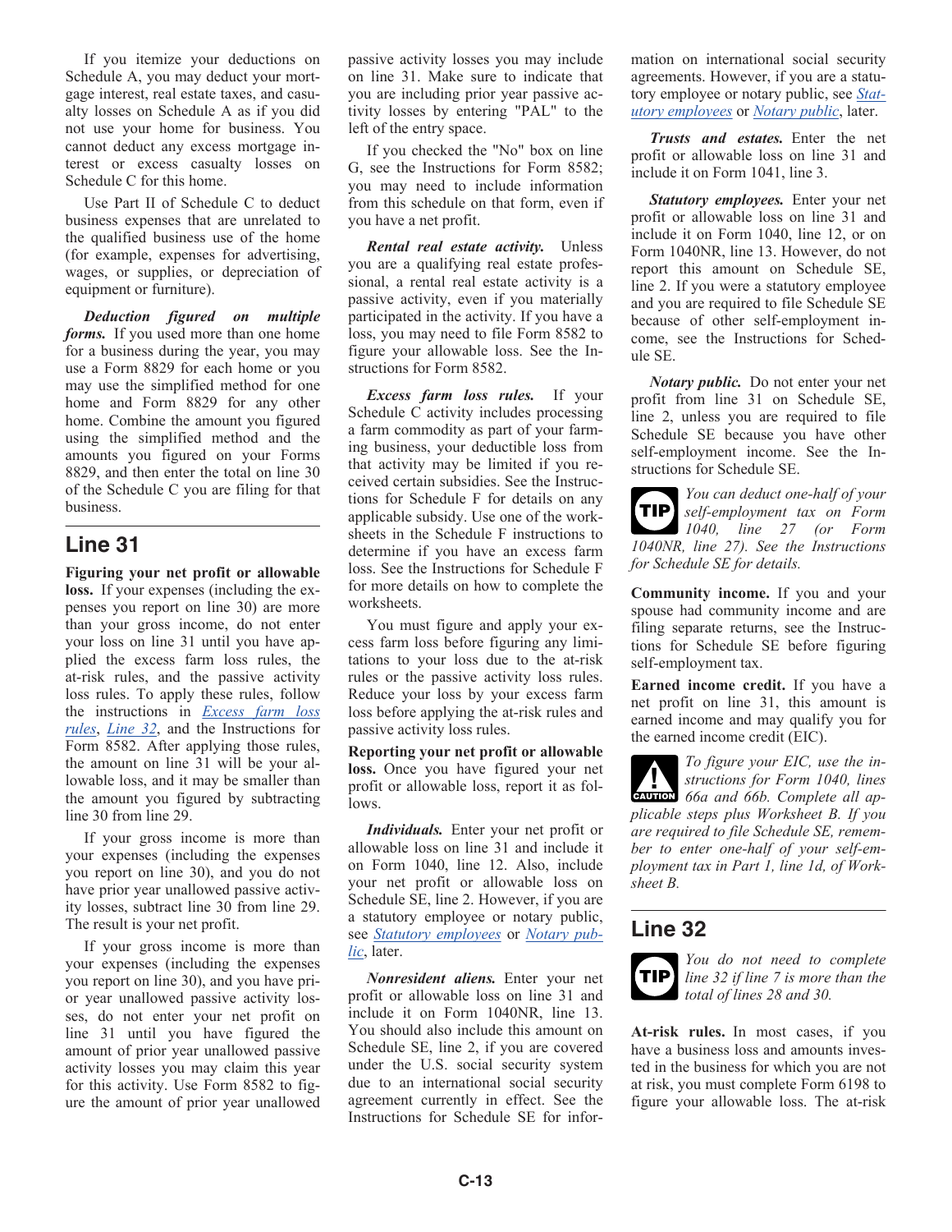If you itemize your deductions on Schedule A, you may deduct your mortgage interest, real estate taxes, and casualty losses on Schedule A as if you did not use your home for business. You cannot deduct any excess mortgage interest or excess casualty losses on Schedule C for this home.

Use Part II of Schedule C to deduct business expenses that are unrelated to the qualified business use of the home (for example, expenses for advertising, wages, or supplies, or depreciation of equipment or furniture).

***Deduction figured on multiple forms.*** If you used more than one home for a business during the year, you may use a Form 8829 for each home or you may use the simplified method for one home and Form 8829 for any other home. Combine the amount you figured using the simplified method and the amounts you figured on your Forms 8829, and then enter the total on line 30 of the Schedule C you are filing for that business.

## Line 31

**Figuring your net profit or allowable loss.** If your expenses (including the expenses you report on line 30) are more than your gross income, do not enter your loss on line 31 until you have applied the excess farm loss rules, the at-risk rules, and the passive activity loss rules. To apply these rules, follow the instructions in *Excess farm loss rules*, *Line 32*, and the Instructions for Form 8582. After applying those rules, the amount on line 31 will be your allowable loss, and it may be smaller than the amount you figured by subtracting line 30 from line 29.

If your gross income is more than your expenses (including the expenses you report on line 30), and you do not have prior year unallowed passive activity losses, subtract line 30 from line 29. The result is your net profit.

If your gross income is more than your expenses (including the expenses you report on line 30), and you have prior year unallowed passive activity losses, do not enter your net profit on line 31 until you have figured the amount of prior year unallowed passive activity losses you may claim this year for this activity. Use Form 8582 to figure the amount of prior year unallowed passive activity losses you may include on line 31. Make sure to indicate that you are including prior year passive activity losses by entering "PAL" to the left of the entry space.

If you checked the "No" box on line G, see the Instructions for Form 8582; you may need to include information from this schedule on that form, even if you have a net profit.

***Rental real estate activity.*** Unless you are a qualifying real estate professional, a rental real estate activity is a passive activity, even if you materially participated in the activity. If you have a loss, you may need to file Form 8582 to figure your allowable loss. See the Instructions for Form 8582.

***Excess farm loss rules.*** If your Schedule C activity includes processing a farm commodity as part of your farming business, your deductible loss from that activity may be limited if you received certain subsidies. See the Instructions for Schedule F for details on any applicable subsidy. Use one of the worksheets in the Schedule F instructions to determine if you have an excess farm loss. See the Instructions for Schedule F for more details on how to complete the worksheets.

You must figure and apply your excess farm loss before figuring any limitations to your loss due to the at-risk rules or the passive activity loss rules. Reduce your loss by your excess farm loss before applying the at-risk rules and passive activity loss rules.

**Reporting your net profit or allowable loss.** Once you have figured your net profit or allowable loss, report it as follows.

***Individuals.*** Enter your net profit or allowable loss on line 31 and include it on Form 1040, line 12. Also, include your net profit or allowable loss on Schedule SE, line 2. However, if you are a statutory employee or notary public, see *Statutory employees* or *Notary public*, later.

***Nonresident aliens.*** Enter your net profit or allowable loss on line 31 and include it on Form 1040NR, line 13. You should also include this amount on Schedule SE, line 2, if you are covered under the U.S. social security system due to an international social security agreement currently in effect. See the Instructions for Schedule SE for information on international social security agreements. However, if you are a statutory employee or notary public, see *Statutory employees* or *Notary public*, later.

***Trusts and estates.*** Enter the net profit or allowable loss on line 31 and include it on Form 1041, line 3.

***Statutory employees.*** Enter your net profit or allowable loss on line 31 and include it on Form 1040, line 12, or on Form 1040NR, line 13. However, do not report this amount on Schedule SE, line 2. If you were a statutory employee and you are required to file Schedule SE because of other self-employment income, see the Instructions for Schedule SE.

***Notary public.*** Do not enter your net profit from line 31 on Schedule SE, line 2, unless you are required to file Schedule SE because you have other self-employment income. See the Instructions for Schedule SE.

**TIP** *You can deduct one-half of your self-employment tax on Form 1040, line 27 (or Form 1040NR, line 27). See the Instructions for Schedule SE for details.*

**Community income.** If you and your spouse had community income and are filing separate returns, see the Instructions for Schedule SE before figuring self-employment tax.

**Earned income credit.** If you have a net profit on line 31, this amount is earned income and may qualify you for the earned income credit (EIC).

**CAUTION** *To figure your EIC, use the instructions for Form 1040, lines 66a and 66b. Complete all applicable steps plus Worksheet B. If you are required to file Schedule SE, remember to enter one-half of your self-employment tax in Part 1, line 1d, of Worksheet B.*

## Line 32

**TIP** *You do not need to complete line 32 if line 7 is more than the total of lines 28 and 30.*

**At-risk rules.** In most cases, if you have a business loss and amounts invested in the business for which you are not at risk, you must complete Form 6198 to figure your allowable loss. The at-risk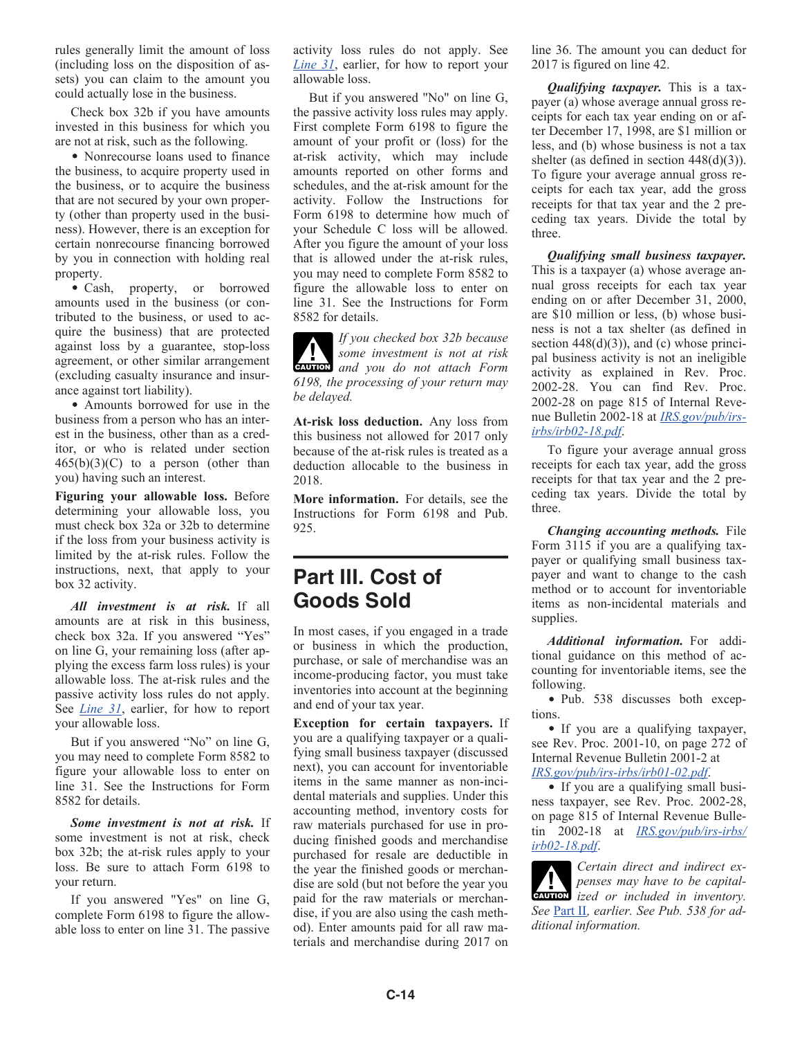rules generally limit the amount of loss (including loss on the disposition of assets) you can claim to the amount you could actually lose in the business.

Check box 32b if you have amounts invested in this business for which you are not at risk, such as the following.

- Nonrecourse loans used to finance the business, to acquire property used in the business, or to acquire the business that are not secured by your own property (other than property used in the business). However, there is an exception for certain nonrecourse financing borrowed by you in connection with holding real property.
- Cash, property, or borrowed amounts used in the business (or contributed to the business, or used to acquire the business) that are protected against loss by a guarantee, stop-loss agreement, or other similar arrangement (excluding casualty insurance and insurance against tort liability).
- Amounts borrowed for use in the business from a person who has an interest in the business, other than as a creditor, or who is related under section 465(b)(3)(C) to a person (other than you) having such an interest.

**Figuring your allowable loss.** Before determining your allowable loss, you must check box 32a or 32b to determine if the loss from your business activity is limited by the at-risk rules. Follow the instructions, next, that apply to your box 32 activity.

***All investment is at risk.*** If all amounts are at risk in this business, check box 32a. If you answered "Yes" on line G, your remaining loss (after applying the excess farm loss rules) is your allowable loss. The at-risk rules and the passive activity loss rules do not apply. See *Line 31*, earlier, for how to report your allowable loss.

But if you answered "No" on line G, you may need to complete Form 8582 to figure your allowable loss to enter on line 31. See the Instructions for Form 8582 for details.

***Some investment is not at risk.*** If some investment is not at risk, check box 32b; the at-risk rules apply to your loss. Be sure to attach Form 6198 to your return.

If you answered "Yes" on line G, complete Form 6198 to figure the allowable loss to enter on line 31. The passive activity loss rules do not apply. See *Line 31*, earlier, for how to report your allowable loss.

But if you answered "No" on line G, the passive activity loss rules may apply. First complete Form 6198 to figure the amount of your profit or (loss) for the at-risk activity, which may include amounts reported on other forms and schedules, and the at-risk amount for the activity. Follow the Instructions for Form 6198 to determine how much of your Schedule C loss will be allowed. After you figure the amount of your loss that is allowed under the at-risk rules, you may need to complete Form 8582 to figure the allowable loss to enter on line 31. See the Instructions for Form 8582 for details.

**CAUTION** *If you checked box 32b because some investment is not at risk and you do not attach Form 6198, the processing of your return may be delayed.*

**At-risk loss deduction.** Any loss from this business not allowed for 2017 only because of the at-risk rules is treated as a deduction allocable to the business in 2018.

**More information.** For details, see the Instructions for Form 6198 and Pub. 925.

## Part III. Cost of Goods Sold

In most cases, if you engaged in a trade or business in which the production, purchase, or sale of merchandise was an income-producing factor, you must take inventories into account at the beginning and end of your tax year.

**Exception for certain taxpayers.** If you are a qualifying taxpayer or a qualifying small business taxpayer (discussed next), you can account for inventoriable items in the same manner as non-incidental materials and supplies. Under this accounting method, inventory costs for raw materials purchased for use in producing finished goods and merchandise purchased for resale are deductible in the year the finished goods or merchandise are sold (but not before the year you paid for the raw materials or merchandise, if you are also using the cash method). Enter amounts paid for all raw materials and merchandise during 2017 on line 36. The amount you can deduct for 2017 is figured on line 42.

***Qualifying taxpayer.*** This is a taxpayer (a) whose average annual gross receipts for each tax year ending on or after December 17, 1998, are $1 million or less, and (b) whose business is not a tax shelter (as defined in section 448(d)(3)). To figure your average annual gross receipts for each tax year, add the gross receipts for that tax year and the 2 preceding tax years. Divide the total by three.

***Qualifying small business taxpayer.*** This is a taxpayer (a) whose average annual gross receipts for each tax year ending on or after December 31, 2000, are $10 million or less, (b) whose business is not a tax shelter (as defined in section 448(d)(3)), and (c) whose principal business activity is not an ineligible activity as explained in Rev. Proc. 2002-28. You can find Rev. Proc. 2002-28 on page 815 of Internal Revenue Bulletin 2002-18 at *IRS.gov/pub/irs-irbs/irb02-18.pdf*.

To figure your average annual gross receipts for each tax year, add the gross receipts for that tax year and the 2 preceding tax years. Divide the total by three.

***Changing accounting methods.*** File Form 3115 if you are a qualifying taxpayer or qualifying small business taxpayer and want to change to the cash method or to account for inventoriable items as non-incidental materials and supplies.

***Additional information.*** For additional guidance on this method of accounting for inventoriable items, see the following.

- Pub. 538 discusses both exceptions.
- If you are a qualifying taxpayer, see Rev. Proc. 2001-10, on page 272 of Internal Revenue Bulletin 2001-2 at *IRS.gov/pub/irs-irbs/irb01-02.pdf*.
- If you are a qualifying small business taxpayer, see Rev. Proc. 2002-28, on page 815 of Internal Revenue Bulletin 2002-18 at *IRS.gov/pub/irs-irbs/irb02-18.pdf*.

**CAUTION** *Certain direct and indirect expenses may have to be capitalized or included in inventory. See Part II, earlier. See Pub. 538 for additional information.*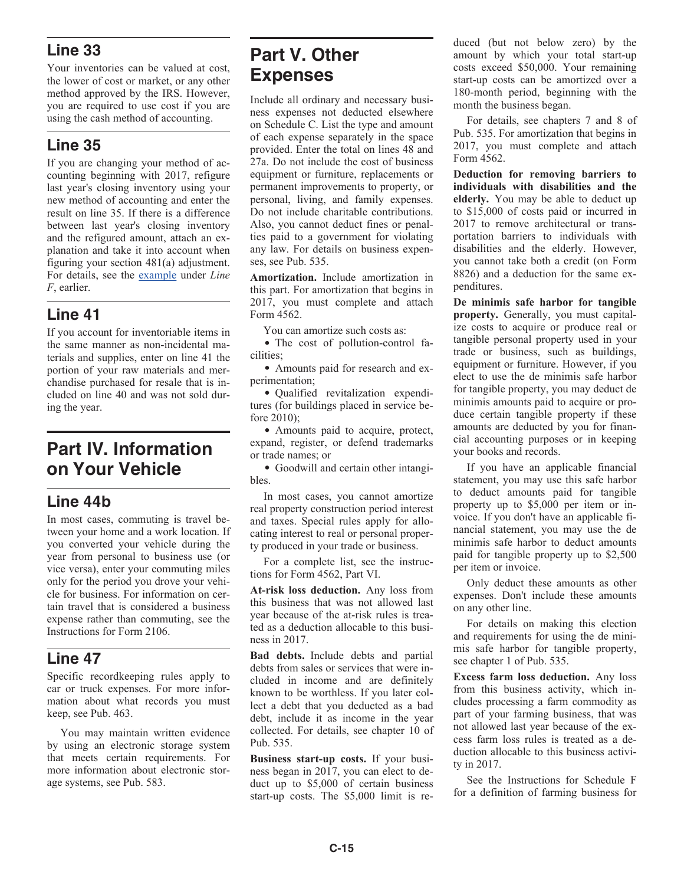## Line 33

Your inventories can be valued at cost, the lower of cost or market, or any other method approved by the IRS. However, you are required to use cost if you are using the cash method of accounting.

## Line 35

If you are changing your method of accounting beginning with 2017, refigure last year's closing inventory using your new method of accounting and enter the result on line 35. If there is a difference between last year's closing inventory and the refigured amount, attach an explanation and take it into account when figuring your section 481(a) adjustment. For details, see the example under *Line F*, earlier.

## Line 41

If you account for inventoriable items in the same manner as non-incidental materials and supplies, enter on line 41 the portion of your raw materials and merchandise purchased for resale that is included on line 40 and was not sold during the year.

# Part IV. Information on Your Vehicle

## Line 44b

In most cases, commuting is travel between your home and a work location. If you converted your vehicle during the year from personal to business use (or vice versa), enter your commuting miles only for the period you drove your vehicle for business. For information on certain travel that is considered a business expense rather than commuting, see the Instructions for Form 2106.

## Line 47

Specific recordkeeping rules apply to car or truck expenses. For more information about what records you must keep, see Pub. 463.

You may maintain written evidence by using an electronic storage system that meets certain requirements. For more information about electronic storage systems, see Pub. 583.

# Part V. Other Expenses

Include all ordinary and necessary business expenses not deducted elsewhere on Schedule C. List the type and amount of each expense separately in the space provided. Enter the total on lines 48 and 27a. Do not include the cost of business equipment or furniture, replacements or permanent improvements to property, or personal, living, and family expenses. Do not include charitable contributions. Also, you cannot deduct fines or penalties paid to a government for violating any law. For details on business expenses, see Pub. 535.

**Amortization.** Include amortization in this part. For amortization that begins in 2017, you must complete and attach Form 4562.

You can amortize such costs as:

- The cost of pollution-control facilities;
- Amounts paid for research and experimentation;
- Qualified revitalization expenditures (for buildings placed in service before 2010);
- Amounts paid to acquire, protect, expand, register, or defend trademarks or trade names; or
- Goodwill and certain other intangibles.

In most cases, you cannot amortize real property construction period interest and taxes. Special rules apply for allocating interest to real or personal property produced in your trade or business.

For a complete list, see the instructions for Form 4562, Part VI.

**At-risk loss deduction.** Any loss from this business that was not allowed last year because of the at-risk rules is treated as a deduction allocable to this business in 2017.

**Bad debts.** Include debts and partial debts from sales or services that were included in income and are definitely known to be worthless. If you later collect a debt that you deducted as a bad debt, include it as income in the year collected. For details, see chapter 10 of Pub. 535.

**Business start-up costs.** If your business began in 2017, you can elect to deduct up to $5,000 of certain business start-up costs. The $5,000 limit is reduced (but not below zero) by the amount by which your total start-up costs exceed $50,000. Your remaining start-up costs can be amortized over a 180-month period, beginning with the month the business began.

For details, see chapters 7 and 8 of Pub. 535. For amortization that begins in 2017, you must complete and attach Form 4562.

**Deduction for removing barriers to individuals with disabilities and the elderly.** You may be able to deduct up to $15,000 of costs paid or incurred in 2017 to remove architectural or transportation barriers to individuals with disabilities and the elderly. However, you cannot take both a credit (on Form 8826) and a deduction for the same expenditures.

**De minimis safe harbor for tangible property.** Generally, you must capitalize costs to acquire or produce real or tangible personal property used in your trade or business, such as buildings, equipment or furniture. However, if you elect to use the de minimis safe harbor for tangible property, you may deduct de minimis amounts paid to acquire or produce certain tangible property if these amounts are deducted by you for financial accounting purposes or in keeping your books and records.

If you have an applicable financial statement, you may use this safe harbor to deduct amounts paid for tangible property up to $5,000 per item or invoice. If you don't have an applicable financial statement, you may use the de minimis safe harbor to deduct amounts paid for tangible property up to $2,500 per item or invoice.

Only deduct these amounts as other expenses. Don't include these amounts on any other line.

For details on making this election and requirements for using the de minimis safe harbor for tangible property, see chapter 1 of Pub. 535.

**Excess farm loss deduction.** Any loss from this business activity, which includes processing a farm commodity as part of your farming business, that was not allowed last year because of the excess farm loss rules is treated as a deduction allocable to this business activity in 2017.

See the Instructions for Schedule F for a definition of farming business for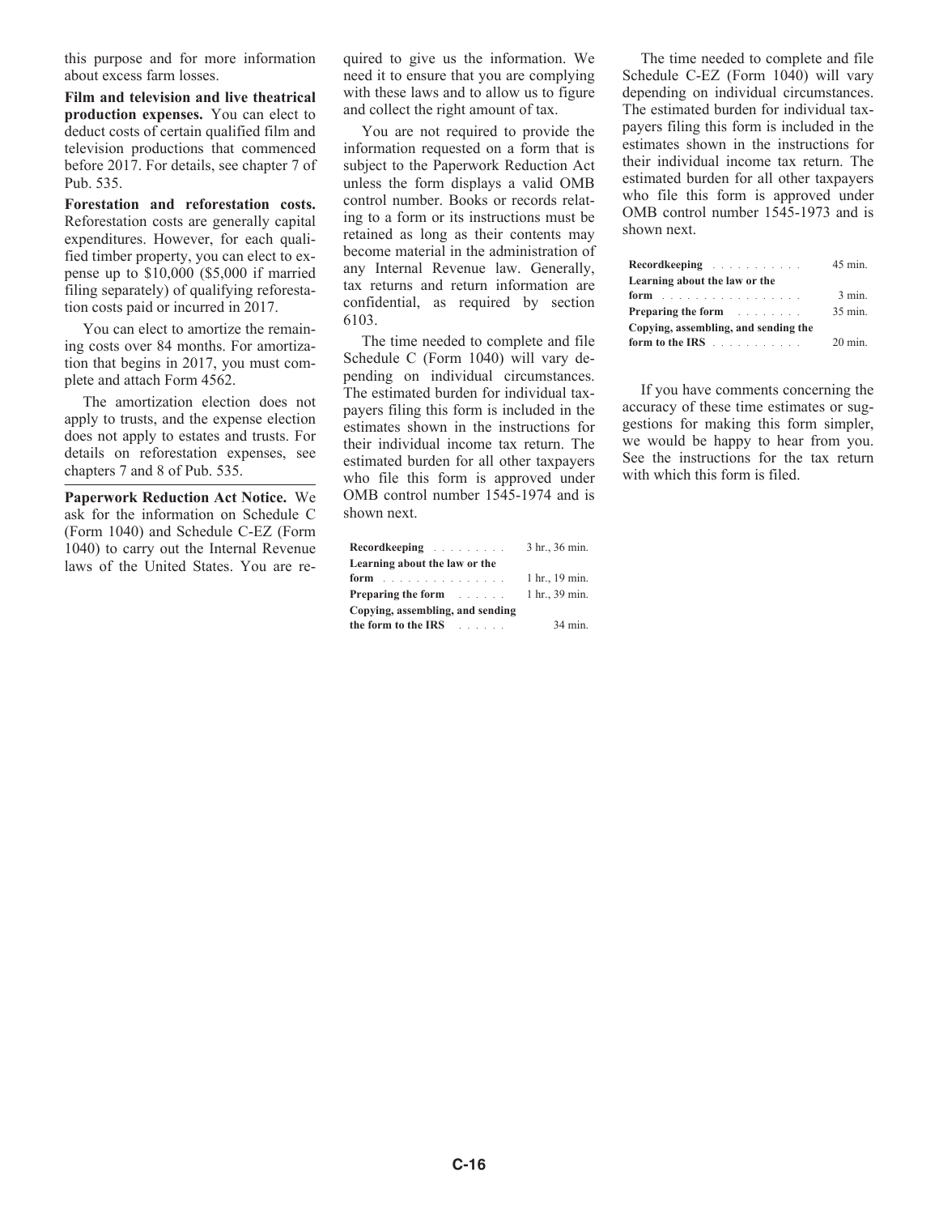this purpose and for more information about excess farm losses.

**Film and television and live theatrical production expenses.** You can elect to deduct costs of certain qualified film and television productions that commenced before 2017. For details, see chapter 7 of Pub. 535.

**Forestation and reforestation costs.** Reforestation costs are generally capital expenditures. However, for each qualified timber property, you can elect to expense up to $10,000 ($5,000 if married filing separately) of qualifying reforestation costs paid or incurred in 2017.

You can elect to amortize the remaining costs over 84 months. For amortization that begins in 2017, you must complete and attach Form 4562.

The amortization election does not apply to trusts, and the expense election does not apply to estates and trusts. For details on reforestation expenses, see chapters 7 and 8 of Pub. 535.

**Paperwork Reduction Act Notice.** We ask for the information on Schedule C (Form 1040) and Schedule C-EZ (Form 1040) to carry out the Internal Revenue laws of the United States. You are required to give us the information. We need it to ensure that you are complying with these laws and to allow us to figure and collect the right amount of tax.

You are not required to provide the information requested on a form that is subject to the Paperwork Reduction Act unless the form displays a valid OMB control number. Books or records relating to a form or its instructions must be retained as long as their contents may become material in the administration of any Internal Revenue law. Generally, tax returns and return information are confidential, as required by section 6103.

The time needed to complete and file Schedule C (Form 1040) will vary depending on individual circumstances. The estimated burden for individual taxpayers filing this form is included in the estimates shown in the instructions for their individual income tax return. The estimated burden for all other taxpayers who file this form is approved under OMB control number 1545-1974 and is shown next.

| | |
|---|---|
| **Recordkeeping** | 3 hr., 36 min. |
| **Learning about the law or the form** | 1 hr., 19 min. |
| **Preparing the form** | 1 hr., 39 min. |
| **Copying, assembling, and sending the form to the IRS** | 34 min. |

The time needed to complete and file Schedule C-EZ (Form 1040) will vary depending on individual circumstances. The estimated burden for individual taxpayers filing this form is included in the estimates shown in the instructions for their individual income tax return. The estimated burden for all other taxpayers who file this form is approved under OMB control number 1545-1973 and is shown next.

| | |
|---|---|
| **Recordkeeping** | 45 min. |
| **Learning about the law or the form** | 3 min. |
| **Preparing the form** | 35 min. |
| **Copying, assembling, and sending the form to the IRS** | 20 min. |

If you have comments concerning the accuracy of these time estimates or suggestions for making this form simpler, we would be happy to hear from you. See the instructions for the tax return with which this form is filed.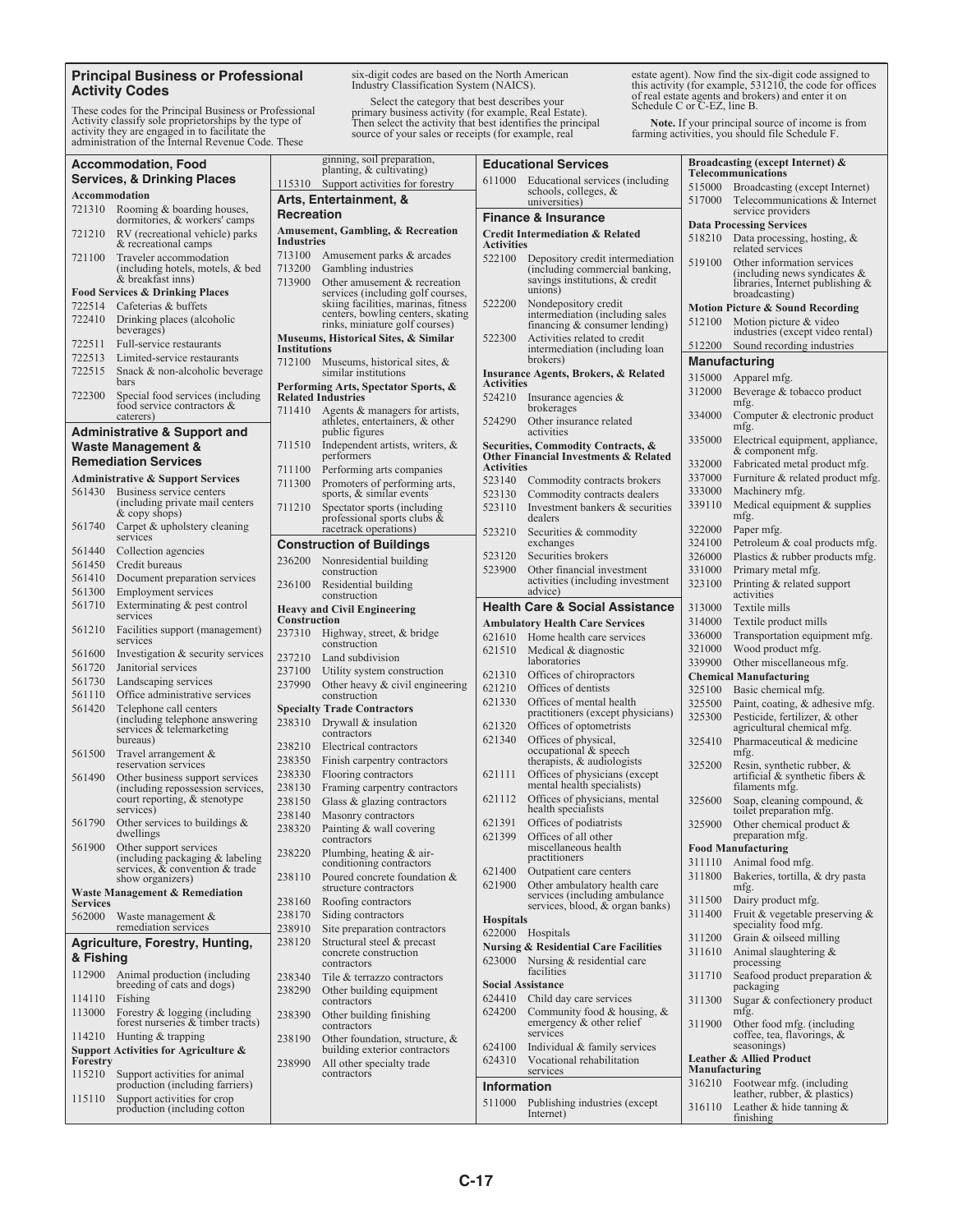## Principal Business or Professional Activity Codes

These codes for the Principal Business or Professional Activity classify sole proprietorships by the type of activity they are engaged in to facilitate the administration of the Internal Revenue Code. These six-digit codes are based on the North American Industry Classification System (NAICS).

Select the category that best describes your primary business activity (for example, Real Estate). Then select the activity that best identifies the principal source of your sales or receipts (for example, real estate agent). Now find the six-digit code assigned to this activity (for example, 531210, the code for offices of real estate agents and brokers) and enter it on Schedule C or C-EZ, line B.

**Note.** If your principal source of income is from farming activities, you should file Schedule F.

### Accommodation, Food Services, & Drinking Places

**Accommodation**

- 721310 Rooming & boarding houses, dormitories, & workers' camps
- 721210 RV (recreational vehicle) parks & recreational camps
- 721100 Traveler accommodation (including hotels, motels, & bed & breakfast inns)

**Food Services & Drinking Places**

- 722514 Cafeterias & buffets
- 722410 Drinking places (alcoholic beverages)
- 722511 Full-service restaurants
- 722513 Limited-service restaurants
- 722515 Snack & non-alcoholic beverage bars
- 722300 Special food services (including food service contractors & caterers)

### Administrative & Support and Waste Management & Remediation Services

**Administrative & Support Services**

- 561430 Business service centers (including private mail centers & copy shops)
- 561740 Carpet & upholstery cleaning services
- 561440 Collection agencies
- 561450 Credit bureaus
- 561410 Document preparation services
- 561300 Employment services
- 561710 Exterminating & pest control services
- 561210 Facilities support (management) services
- 561600 Investigation & security services
- 561720 Janitorial services
- 561730 Landscaping services
- 561110 Office administrative services
- 561420 Telephone call centers (including telephone answering services & telemarketing bureaus)
- 561500 Travel arrangement & reservation services
- 561490 Other business support services (including repossession services, court reporting, & stenotype services)
- 561790 Other services to buildings & dwellings
- 561900 Other support services (including packaging & labeling services, & convention & trade show organizers)

**Waste Management & Remediation Services**

- 562000 Waste management & remediation services

### Agriculture, Forestry, Hunting, & Fishing

- 112900 Animal production (including breeding of cats and dogs)
- 114110 Fishing
- 113000 Forestry & logging (including forest nurseries & timber tracts)
- 114210 Hunting & trapping

**Support Activities for Agriculture & Forestry**

- 115210 Support activities for animal production (including farriers)
- 115110 Support activities for crop production (including cotton ginning, soil preparation, planting, & cultivating)
- 115310 Support activities for forestry

### Arts, Entertainment, & Recreation

**Amusement, Gambling, & Recreation Industries**

- 713100 Amusement parks & arcades
- 713200 Gambling industries
- 713900 Other amusement & recreation services (including golf courses, skiing facilities, marinas, fitness centers, bowling centers, skating rinks, miniature golf courses)

**Museums, Historical Sites, & Similar Institutions**

- 712100 Museums, historical sites, & similar institutions

**Performing Arts, Spectator Sports, & Related Industries**

- 711410 Agents & managers for artists, athletes, entertainers, & other public figures
- 711510 Independent artists, writers, & performers
- 711100 Performing arts companies
- 711300 Promoters of performing arts, sports, & similar events
- 711210 Spectator sports (including professional sports clubs & racetrack operations)

### Construction of Buildings

- 236200 Nonresidential building construction
- 236100 Residential building construction

**Heavy and Civil Engineering Construction**

- 237310 Highway, street, & bridge construction
- 237210 Land subdivision
- 237100 Utility system construction
- 237990 Other heavy & civil engineering construction

**Specialty Trade Contractors**

- 238310 Drywall & insulation contractors
- 238210 Electrical contractors
- 238350 Finish carpentry contractors
- 238330 Flooring contractors
- 238130 Framing carpentry contractors
- 238150 Glass & glazing contractors
- 238140 Masonry contractors
- 238320 Painting & wall covering contractors
- 238220 Plumbing, heating & air-conditioning contractors
- 238110 Poured concrete foundation & structure contractors
- 238160 Roofing contractors
- 238170 Siding contractors
- 238910 Site preparation contractors
- 238120 Structural steel & precast concrete construction contractors
- 238340 Tile & terrazzo contractors
- 238290 Other building equipment contractors
- 238390 Other building finishing contractors
- 238190 Other foundation, structure, & building exterior contractors
- 238990 All other specialty trade contractors

### Educational Services

- 611000 Educational services (including schools, colleges, & universities)

### Finance & Insurance

**Credit Intermediation & Related Activities**

- 522100 Depository credit intermediation (including commercial banking, savings institutions, & credit unions)
- 522200 Nondepository credit intermediation (including sales financing & consumer lending)
- 522300 Activities related to credit intermediation (including loan brokers)

**Insurance Agents, Brokers, & Related Activities**

- 524210 Insurance agencies & brokerages
- 524290 Other insurance related activities

**Securities, Commodity Contracts, & Other Financial Investments & Related Activities**

- 523140 Commodity contracts brokers
- 523130 Commodity contracts dealers
- 523110 Investment bankers & securities dealers
- 523210 Securities & commodity exchanges
- 523120 Securities brokers
- 523900 Other financial investment activities (including investment advice)

### Health Care & Social Assistance

**Ambulatory Health Care Services**

- 621610 Home health care services
- 621510 Medical & diagnostic laboratories
- 621310 Offices of chiropractors
- 621210 Offices of dentists
- 621330 Offices of mental health practitioners (except physicians)
- 621320 Offices of optometrists
- 621340 Offices of physical, occupational & speech therapists, & audiologists
- 621111 Offices of physicians (except mental health specialists)
- 621112 Offices of physicians, mental health specialists
- 621391 Offices of podiatrists
- 621399 Offices of all other miscellaneous health practitioners
- 621400 Outpatient care centers
- 621900 Other ambulatory health care services (including ambulance services, blood, & organ banks)

**Hospitals**

- 622000 Hospitals

**Nursing & Residential Care Facilities**

- 623000 Nursing & residential care facilities

**Social Assistance**

- 624410 Child day care services
- 624200 Community food & housing, & emergency & other relief services
- 624100 Individual & family services
- 624310 Vocational rehabilitation services

### Information

- 511000 Publishing industries (except Internet)

**Broadcasting (except Internet) & Telecommunications**

- 515000 Broadcasting (except Internet)
- 517000 Telecommunications & Internet service providers

**Data Processing Services**

- 518210 Data processing, hosting, & related services
- 519100 Other information services (including news syndicates & libraries, Internet publishing & broadcasting)

**Motion Picture & Sound Recording**

- 512100 Motion picture & video industries (except video rental)
- 512200 Sound recording industries

### Manufacturing

- 315000 Apparel mfg.
- 312000 Beverage & tobacco product mfg.
- 334000 Computer & electronic product mfg.
- 335000 Electrical equipment, appliance, & component mfg.
- 332000 Fabricated metal product mfg.
- 337000 Furniture & related product mfg.
- 333000 Machinery mfg.
- 339110 Medical equipment & supplies mfg.
- 322000 Paper mfg.
- 324100 Petroleum & coal products mfg.
- 326000 Plastics & rubber products mfg.
- 331000 Primary metal mfg.
- 323100 Printing & related support activities
- 313000 Textile mills
- 314000 Textile product mills
- 336000 Transportation equipment mfg.
- 321000 Wood product mfg.
- 339900 Other miscellaneous mfg.

**Chemical Manufacturing**

- 325100 Basic chemical mfg.
- 325500 Paint, coating, & adhesive mfg.
- 325300 Pesticide, fertilizer, & other agricultural chemical mfg.
- 325410 Pharmaceutical & medicine mfg.
- 325200 Resin, synthetic rubber, & artificial & synthetic fibers & filaments mfg.
- 325600 Soap, cleaning compound, & toilet preparation mfg.
- 325900 Other chemical product & preparation mfg.

**Food Manufacturing**

- 311110 Animal food mfg.
- 311800 Bakeries, tortilla, & dry pasta mfg.
- 311500 Dairy product mfg.
- 311400 Fruit & vegetable preserving & speciality food mfg.
- 311200 Grain & oilseed milling
- 311610 Animal slaughtering & processing
- 311710 Seafood product preparation & packaging
- 311300 Sugar & confectionery product mfg.
- 311900 Other food mfg. (including coffee, tea, flavorings, & seasonings)

**Leather & Allied Product Manufacturing**

- 316210 Footwear mfg. (including leather, rubber, & plastics)
- 316110 Leather & hide tanning & finishing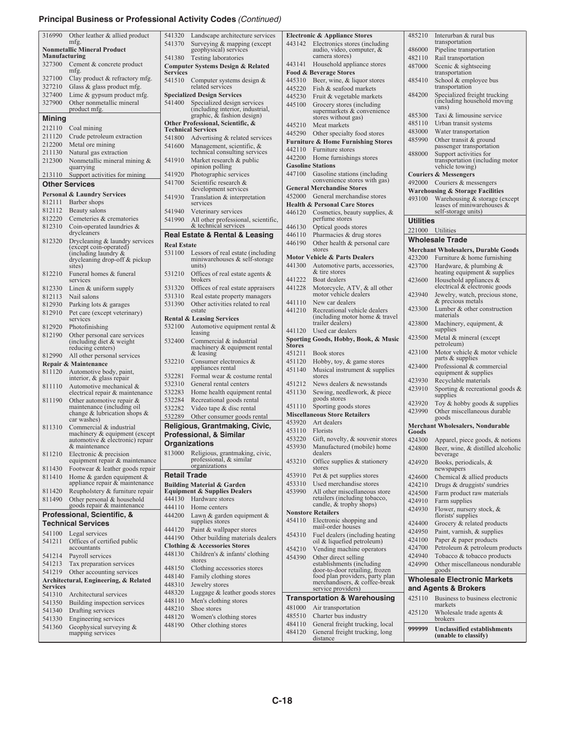# Principal Business or Professional Activity Codes *(Continued)*

| | |
|---|---|
| 316990 | Other leather & allied product mfg. |

**Nonmetallic Mineral Product Manufacturing**

| | |
|---|---|
| 327300 | Cement & concrete product mfg. |
| 327100 | Clay product & refractory mfg. |
| 327210 | Glass & glass product mfg. |
| 327400 | Lime & gypsum product mfg. |
| 327900 | Other nonmetallic mineral product mfg. |

## Mining

| | |
|---|---|
| 212110 | Coal mining |
| 211120 | Crude petroleum extraction |
| 212200 | Metal ore mining |
| 211130 | Natural gas extraction |
| 212300 | Nonmetallic mineral mining & quarrying |
| 213110 | Support activities for mining |

## Other Services

**Personal & Laundry Services**

| | |
|---|---|
| 812111 | Barber shops |
| 812112 | Beauty salons |
| 812220 | Cemeteries & crematories |
| 812310 | Coin-operated laundries & drycleaners |
| 812320 | Drycleaning & laundry services (except coin-operated) (including laundry & drycleaning drop-off & pickup sites) |
| 812210 | Funeral homes & funeral services |
| 812330 | Linen & uniform supply |
| 812113 | Nail salons |
| 812930 | Parking lots & garages |
| 812910 | Pet care (except veterinary) services |
| 812920 | Photofinishing |
| 812190 | Other personal care services (including diet & weight reducing centers) |
| 812990 | All other personal services |

**Repair & Maintenance**

| | |
|---|---|
| 811120 | Automotive body, paint, interior, & glass repair |
| 811110 | Automotive mechanical & electrical repair & maintenance |
| 811190 | Other automotive repair & maintenance (including oil change & lubrication shops & car washes) |
| 811310 | Commercial & industrial machinery & equipment (except automotive & electronic) repair & maintenance |
| 811210 | Electronic & precision equipment repair & maintenance |
| 811430 | Footwear & leather goods repair |
| 811410 | Home & garden equipment & appliance repair & maintenance |
| 811420 | Reupholstery & furniture repair |
| 811490 | Other personal & household goods repair & maintenance |

## Professional, Scientific, & Technical Services

| | |
|---|---|
| 541100 | Legal services |
| 541211 | Offices of certified public accountants |
| 541214 | Payroll services |
| 541213 | Tax preparation services |
| 541219 | Other accounting services |

**Architectural, Engineering, & Related Services**

| | |
|---|---|
| 541310 | Architectural services |
| 541350 | Building inspection services |
| 541340 | Drafting services |
| 541330 | Engineering services |
| 541360 | Geophysical surveying & mapping services |
| 541320 | Landscape architecture services |
| 541370 | Surveying & mapping (except geophysical) services |
| 541380 | Testing laboratories |

**Computer Systems Design & Related Services**

| | |
|---|---|
| 541510 | Computer systems design & related services |

**Specialized Design Services**

| | |
|---|---|
| 541400 | Specialized design services (including interior, industrial, graphic, & fashion design) |

**Other Professional, Scientific, & Technical Services**

| | |
|---|---|
| 541800 | Advertising & related services |
| 541600 | Management, scientific, & technical consulting services |
| 541910 | Market research & public opinion polling |
| 541920 | Photographic services |
| 541700 | Scientific research & development services |
| 541930 | Translation & interpretation services |
| 541940 | Veterinary services |
| 541990 | All other professional, scientific, & technical services |

## Real Estate & Rental & Leasing

**Real Estate**

| | |
|---|---|
| 531100 | Lessors of real estate (including miniwarehouses & self-storage units) |
| 531210 | Offices of real estate agents & brokers |
| 531320 | Offices of real estate appraisers |
| 531310 | Real estate property managers |
| 531390 | Other activities related to real estate |

**Rental & Leasing Services**

| | |
|---|---|
| 532100 | Automotive equipment rental & leasing |
| 532400 | Commercial & industrial machinery & equipment rental & leasing |
| 532210 | Consumer electronics & appliances rental |
| 532281 | Formal wear & costume rental |
| 532310 | General rental centers |
| 532283 | Home health equipment rental |
| 532284 | Recreational goods rental |
| 532282 | Video tape & disc rental |
| 532289 | Other consumer goods rental |

## Religious, Grantmaking, Civic, Professional, & Similar Organizations

| | |
|---|---|
| 813000 | Religious, grantmaking, civic, professional, & similar organizations |

## Retail Trade

**Building Material & Garden Equipment & Supplies Dealers**

| | |
|---|---|
| 444130 | Hardware stores |
| 444110 | Home centers |
| 444200 | Lawn & garden equipment & supplies stores |
| 444120 | Paint & wallpaper stores |
| 444190 | Other building materials dealers |

**Clothing & Accessories Stores**

| | |
|---|---|
| 448130 | Children's & infants' clothing stores |
| 448150 | Clothing accessories stores |
| 448140 | Family clothing stores |
| 448310 | Jewelry stores |
| 448320 | Luggage & leather goods stores |
| 448110 | Men's clothing stores |
| 448210 | Shoe stores |
| 448120 | Women's clothing stores |
| 448190 | Other clothing stores |

**Electronic & Appliance Stores**

| | |
|---|---|
| 443142 | Electronics stores (including audio, video, computer, & camera stores) |
| 443141 | Household appliance stores |

**Food & Beverage Stores**

| | |
|---|---|
| 445310 | Beer, wine, & liquor stores |
| 445220 | Fish & seafood markets |
| 445230 | Fruit & vegetable markets |
| 445100 | Grocery stores (including supermarkets & convenience stores without gas) |
| 445210 | Meat markets |
| 445290 | Other specialty food stores |

**Furniture & Home Furnishing Stores**

| | |
|---|---|
| 442110 | Furniture stores |
| 442200 | Home furnishings stores |

**Gasoline Stations**

| | |
|---|---|
| 447100 | Gasoline stations (including convenience stores with gas) |

**General Merchandise Stores**

| | |
|---|---|
| 452000 | General merchandise stores |

**Health & Personal Care Stores**

| | |
|---|---|
| 446120 | Cosmetics, beauty supplies, & perfume stores |
| 446130 | Optical goods stores |
| 446110 | Pharmacies & drug stores |
| 446190 | Other health & personal care stores |

**Motor Vehicle & Parts Dealers**

| | |
|---|---|
| 441300 | Automotive parts, accessories, & tire stores |
| 441222 | Boat dealers |
| 441228 | Motorcycle, ATV, & all other motor vehicle dealers |
| 441110 | New car dealers |
| 441210 | Recreational vehicle dealers (including motor home & travel trailer dealers) |
| 441120 | Used car dealers |

**Sporting Goods, Hobby, Book, & Music Stores**

| | |
|---|---|
| 451211 | Book stores |
| 451120 | Hobby, toy, & game stores |
| 451140 | Musical instrument & supplies stores |
| 451212 | News dealers & newsstands |
| 451130 | Sewing, needlework, & piece goods stores |
| 451110 | Sporting goods stores |

**Miscellaneous Store Retailers**

| | |
|---|---|
| 453920 | Art dealers |
| 453110 | Florists |
| 453220 | Gift, novelty, & souvenir stores |
| 453930 | Manufactured (mobile) home dealers |
| 453210 | Office supplies & stationery stores |
| 453910 | Pet & pet supplies stores |
| 453310 | Used merchandise stores |
| 453990 | All other miscellaneous store retailers (including tobacco, candle, & trophy shops) |

**Nonstore Retailers**

| | |
|---|---|
| 454110 | Electronic shopping and mail-order houses |
| 454310 | Fuel dealers (including heating oil & liquefied petroleum) |
| 454210 | Vending machine operators |
| 454390 | Other direct selling establishments (including door-to-door retailing, frozen food plan providers, party plan merchandisers, & coffee-break service providers) |

## Transportation & Warehousing

| | |
|---|---|
| 481000 | Air transportation |
| 485510 | Charter bus industry |
| 484110 | General freight trucking, local |
| 484120 | General freight trucking, long distance |
| 485210 | Interurban & rural bus transportation |
| 486000 | Pipeline transportation |
| 482110 | Rail transportation |
| 487000 | Scenic & sightseeing transportation |
| 485410 | School & employee bus transportation |
| 484200 | Specialized freight trucking (including household moving vans) |
| 485300 | Taxi & limousine service |
| 485110 | Urban transit systems |
| 483000 | Water transportation |
| 485990 | Other transit & ground passenger transportation |
| 488000 | Support activities for transportation (including motor vehicle towing) |

**Couriers & Messengers**

| | |
|---|---|
| 492000 | Couriers & messengers |

**Warehousing & Storage Facilities**

| | |
|---|---|
| 493100 | Warehousing & storage (except leases of miniwarehouses & self-storage units) |

## Utilities

| | |
|---|---|
| 221000 | Utilities |

## Wholesale Trade

**Merchant Wholesalers, Durable Goods**

| | |
|---|---|
| 423200 | Furniture & home furnishing |
| 423700 | Hardware, & plumbing & heating equipment & supplies |
| 423600 | Household appliances & electrical & electronic goods |
| 423940 | Jewelry, watch, precious stone, & precious metals |
| 423300 | Lumber & other construction materials |
| 423800 | Machinery, equipment, & supplies |
| 423500 | Metal & mineral (except petroleum) |
| 423100 | Motor vehicle & motor vehicle parts & supplies |
| 423400 | Professional & commercial equipment & supplies |
| 423930 | Recyclable materials |
| 423910 | Sporting & recreational goods & supplies |
| 423920 | Toy & hobby goods & supplies |
| 423990 | Other miscellaneous durable goods |

**Merchant Wholesalers, Nondurable Goods**

| | |
|---|---|
| 424300 | Apparel, piece goods, & notions |
| 424800 | Beer, wine, & distilled alcoholic beverage |
| 424920 | Books, periodicals, & newspapers |
| 424600 | Chemical & allied products |
| 424210 | Drugs & druggists' sundries |
| 424500 | Farm product raw materials |
| 424910 | Farm supplies |
| 424930 | Flower, nursery stock, & florists' supplies |
| 424400 | Grocery & related products |
| 424950 | Paint, varnish, & supplies |
| 424100 | Paper & paper products |
| 424700 | Petroleum & petroleum products |
| 424940 | Tobacco & tobacco products |
| 424990 | Other miscellaneous nondurable goods |

## Wholesale Electronic Markets and Agents & Brokers

| | |
|---|---|
| 425110 | Business to business electronic markets |
| 425120 | Wholesale trade agents & brokers |

| | |
|---|---|
| **999999** | **Unclassified establishments (unable to classify)** |